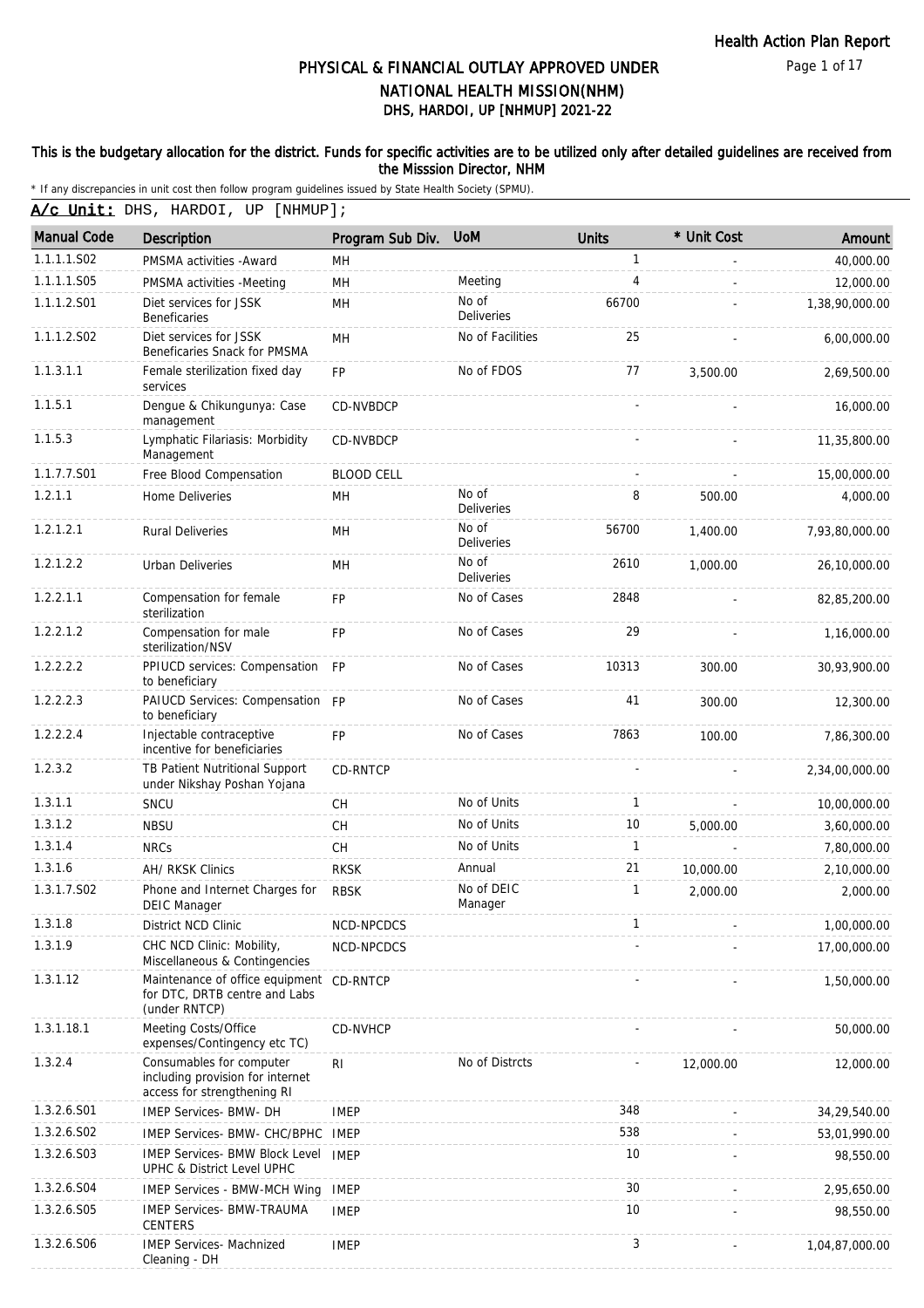# PHYSICAL & FINANCIAL OUTLAY APPROVED UNDER NATIONAL HEALTH MISSION(NHM)

## DHS, HARDOI, UP [NHMUP] 2021-22

**This is the budgetary allocation for the district. Funds for specific activities are to be utilized only after detailed guidelines are received from the Misssion Director, NHM**

* If any discrepancies in unit cost then follow program guidelines issued by State Health Society (SPMU).

**A/c Unit:** DHS, HARDOI, UP [NHMUP];

| Manual Code | Description | Program Sub Div. | UoM | Units | * Unit Cost | Amount |
|---|---|---|---|---|---|---|
| 1.1.1.1.S02 | PMSMA activities -Award | MH | | 1 | - | 40,000.00 |
| 1.1.1.1.S05 | PMSMA activities -Meeting | MH | Meeting | 4 | - | 12,000.00 |
| 1.1.1.2.S01 | Diet services for JSSK Beneficaries | MH | No of Deliveries | 66700 | - | 1,38,90,000.00 |
| 1.1.1.2.S02 | Diet services for JSSK Beneficaries Snack for PMSMA | MH | No of Facilities | 25 | - | 6,00,000.00 |
| 1.1.3.1.1 | Female sterilization fixed day services | FP | No of FDOS | 77 | 3,500.00 | 2,69,500.00 |
| 1.1.5.1 | Dengue & Chikungunya: Case management | CD-NVBDCP | | - | - | 16,000.00 |
| 1.1.5.3 | Lymphatic Filariasis: Morbidity Management | CD-NVBDCP | | - | - | 11,35,800.00 |
| 1.1.7.7.S01 | Free Blood Compensation | BLOOD CELL | | - | - | 15,00,000.00 |
| 1.2.1.1 | Home Deliveries | MH | No of Deliveries | 8 | 500.00 | 4,000.00 |
| 1.2.1.2.1 | Rural Deliveries | MH | No of Deliveries | 56700 | 1,400.00 | 7,93,80,000.00 |
| 1.2.1.2.2 | Urban Deliveries | MH | No of Deliveries | 2610 | 1,000.00 | 26,10,000.00 |
| 1.2.2.1.1 | Compensation for female sterilization | FP | No of Cases | 2848 | - | 82,85,200.00 |
| 1.2.2.1.2 | Compensation for male sterilization/NSV | FP | No of Cases | 29 | - | 1,16,000.00 |
| 1.2.2.2.2 | PPIUCD services: Compensation to beneficiary | FP | No of Cases | 10313 | 300.00 | 30,93,900.00 |
| 1.2.2.2.3 | PAIUCD Services: Compensation to beneficiary | FP | No of Cases | 41 | 300.00 | 12,300.00 |
| 1.2.2.2.4 | Injectable contraceptive incentive for beneficiaries | FP | No of Cases | 7863 | 100.00 | 7,86,300.00 |
| 1.2.3.2 | TB Patient Nutritional Support under Nikshay Poshan Yojana | CD-RNTCP | | - | - | 2,34,00,000.00 |
| 1.3.1.1 | SNCU | CH | No of Units | 1 | - | 10,00,000.00 |
| 1.3.1.2 | NBSU | CH | No of Units | 10 | 5,000.00 | 3,60,000.00 |
| 1.3.1.4 | NRCs | CH | No of Units | 1 | - | 7,80,000.00 |
| 1.3.1.6 | AH/ RKSK Clinics | RKSK | Annual | 21 | 10,000.00 | 2,10,000.00 |
| 1.3.1.7.S02 | Phone and Internet Charges for DEIC Manager | RBSK | No of DEIC Manager | 1 | 2,000.00 | 2,000.00 |
| 1.3.1.8 | District NCD Clinic | NCD-NPCDCS | | 1 | - | 1,00,000.00 |
| 1.3.1.9 | CHC NCD Clinic: Mobility, Miscellaneous & Contingencies | NCD-NPCDCS | | - | - | 17,00,000.00 |
| 1.3.1.12 | Maintenance of office equipment for DTC, DRTB centre and Labs (under RNTCP) | CD-RNTCP | | - | - | 1,50,000.00 |
| 1.3.1.18.1 | Meeting Costs/Office expenses/Contingency etc TC) | CD-NVHCP | | - | - | 50,000.00 |
| 1.3.2.4 | Consumables for computer including provision for internet access for strengthening RI | RI | No of Distrcts | - | 12,000.00 | 12,000.00 |
| 1.3.2.6.S01 | IMEP Services- BMW- DH | IMEP | | 348 | - | 34,29,540.00 |
| 1.3.2.6.S02 | IMEP Services- BMW- CHC/BPHC | IMEP | | 538 | - | 53,01,990.00 |
| 1.3.2.6.S03 | IMEP Services- BMW Block Level UPHC & District Level UPHC | IMEP | | 10 | - | 98,550.00 |
| 1.3.2.6.S04 | IMEP Services - BMW-MCH Wing | IMEP | | 30 | - | 2,95,650.00 |
| 1.3.2.6.S05 | IMEP Services- BMW-TRAUMA CENTERS | IMEP | | 10 | - | 98,550.00 |
| 1.3.2.6.S06 | IMEP Services- Machnized Cleaning - DH | IMEP | | 3 | - | 1,04,87,000.00 |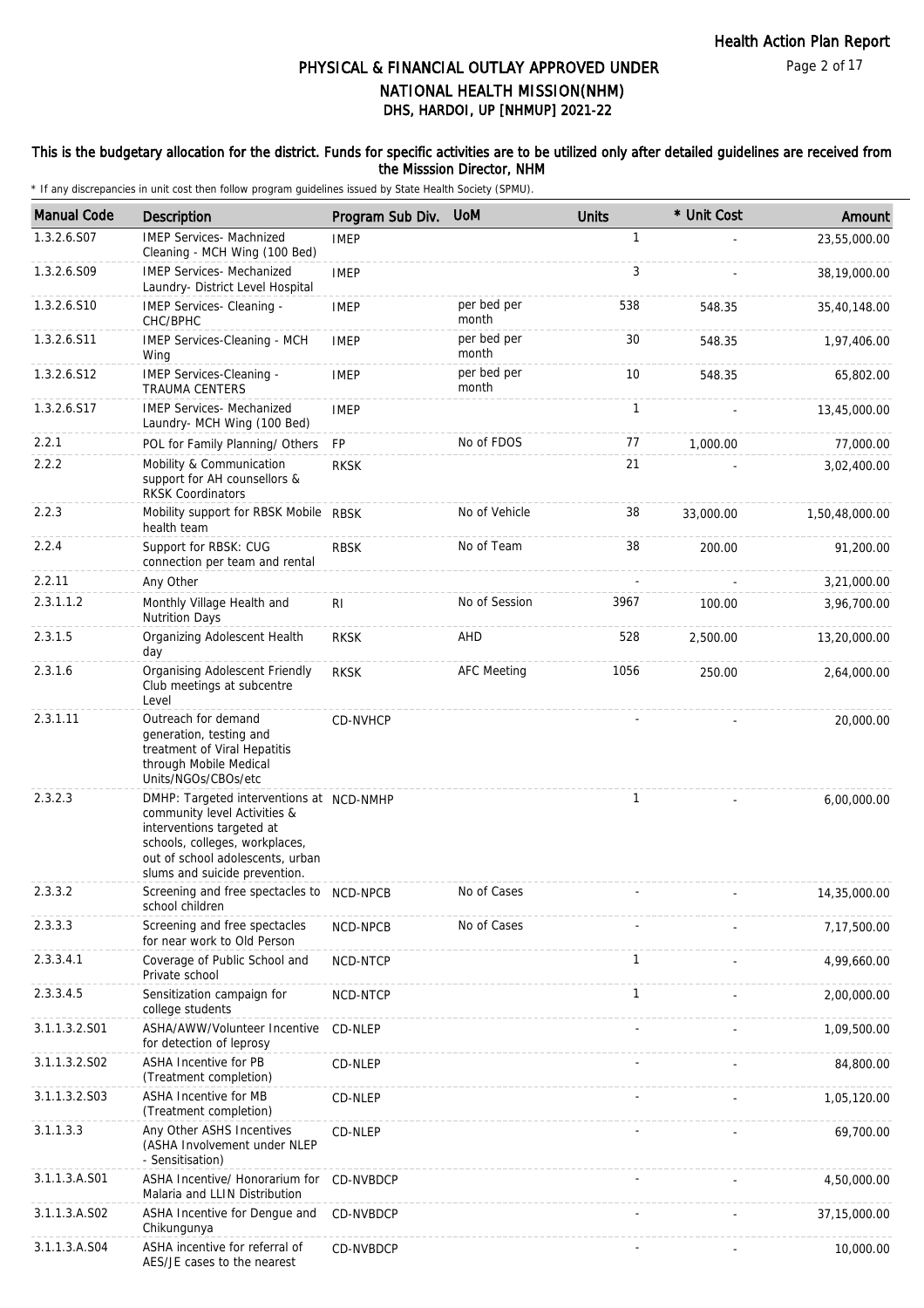# PHYSICAL & FINANCIAL OUTLAY APPROVED UNDER NATIONAL HEALTH MISSION(NHM)

## DHS, HARDOI, UP [NHMUP] 2021-22

**This is the budgetary allocation for the district. Funds for specific activities are to be utilized only after detailed guidelines are received from the Misssion Director, NHM**

\* If any discrepancies in unit cost then follow program guidelines issued by State Health Society (SPMU).

| Manual Code | Description | Program Sub Div. | UoM | Units | * Unit Cost | Amount |
|---|---|---|---|---|---|---|
| 1.3.2.6.S07 | IMEP Services- Machnized Cleaning - MCH Wing (100 Bed) | IMEP | | 1 | - | 23,55,000.00 |
| 1.3.2.6.S09 | IMEP Services- Mechanized Laundry- District Level Hospital | IMEP | | 3 | - | 38,19,000.00 |
| 1.3.2.6.S10 | IMEP Services- Cleaning - CHC/BPHC | IMEP | per bed per month | 538 | 548.35 | 35,40,148.00 |
| 1.3.2.6.S11 | IMEP Services-Cleaning - MCH Wing | IMEP | per bed per month | 30 | 548.35 | 1,97,406.00 |
| 1.3.2.6.S12 | IMEP Services-Cleaning - TRAUMA CENTERS | IMEP | per bed per month | 10 | 548.35 | 65,802.00 |
| 1.3.2.6.S17 | IMEP Services- Mechanized Laundry- MCH Wing (100 Bed) | IMEP | | 1 | - | 13,45,000.00 |
| 2.2.1 | POL for Family Planning/ Others | FP | No of FDOS | 77 | 1,000.00 | 77,000.00 |
| 2.2.2 | Mobility & Communication support for AH counsellors & RKSK Coordinators | RKSK | | 21 | - | 3,02,400.00 |
| 2.2.3 | Mobility support for RBSK Mobile health team | RBSK | No of Vehicle | 38 | 33,000.00 | 1,50,48,000.00 |
| 2.2.4 | Support for RBSK: CUG connection per team and rental | RBSK | No of Team | 38 | 200.00 | 91,200.00 |
| 2.2.11 | Any Other | | | - | - | 3,21,000.00 |
| 2.3.1.1.2 | Monthly Village Health and Nutrition Days | RI | No of Session | 3967 | 100.00 | 3,96,700.00 |
| 2.3.1.5 | Organizing Adolescent Health day | RKSK | AHD | 528 | 2,500.00 | 13,20,000.00 |
| 2.3.1.6 | Organising Adolescent Friendly Club meetings at subcentre Level | RKSK | AFC Meeting | 1056 | 250.00 | 2,64,000.00 |
| 2.3.1.11 | Outreach for demand generation, testing and treatment of Viral Hepatitis through Mobile Medical Units/NGOs/CBOs/etc | CD-NVHCP | | - | - | 20,000.00 |
| 2.3.2.3 | DMHP: Targeted interventions at community level Activities & interventions targeted at schools, colleges, workplaces, out of school adolescents, urban slums and suicide prevention. | NCD-NMHP | | 1 | - | 6,00,000.00 |
| 2.3.3.2 | Screening and free spectacles to school children | NCD-NPCB | No of Cases | - | - | 14,35,000.00 |
| 2.3.3.3 | Screening and free spectacles for near work to Old Person | NCD-NPCB | No of Cases | - | - | 7,17,500.00 |
| 2.3.3.4.1 | Coverage of Public School and Private school | NCD-NTCP | | 1 | - | 4,99,660.00 |
| 2.3.3.4.5 | Sensitization campaign for college students | NCD-NTCP | | 1 | - | 2,00,000.00 |
| 3.1.1.3.2.S01 | ASHA/AWW/Volunteer Incentive for detection of leprosy | CD-NLEP | | - | - | 1,09,500.00 |
| 3.1.1.3.2.S02 | ASHA Incentive for PB (Treatment completion) | CD-NLEP | | - | - | 84,800.00 |
| 3.1.1.3.2.S03 | ASHA Incentive for MB (Treatment completion) | CD-NLEP | | - | - | 1,05,120.00 |
| 3.1.1.3.3 | Any Other ASHS Incentives (ASHA Involvement under NLEP - Sensitisation) | CD-NLEP | | - | - | 69,700.00 |
| 3.1.1.3.A.S01 | ASHA Incentive/ Honorarium for Malaria and LLIN Distribution | CD-NVBDCP | | - | - | 4,50,000.00 |
| 3.1.1.3.A.S02 | ASHA Incentive for Dengue and Chikungunya | CD-NVBDCP | | - | - | 37,15,000.00 |
| 3.1.1.3.A.S04 | ASHA incentive for referral of AES/JE cases to the nearest | CD-NVBDCP | | - | - | 10,000.00 |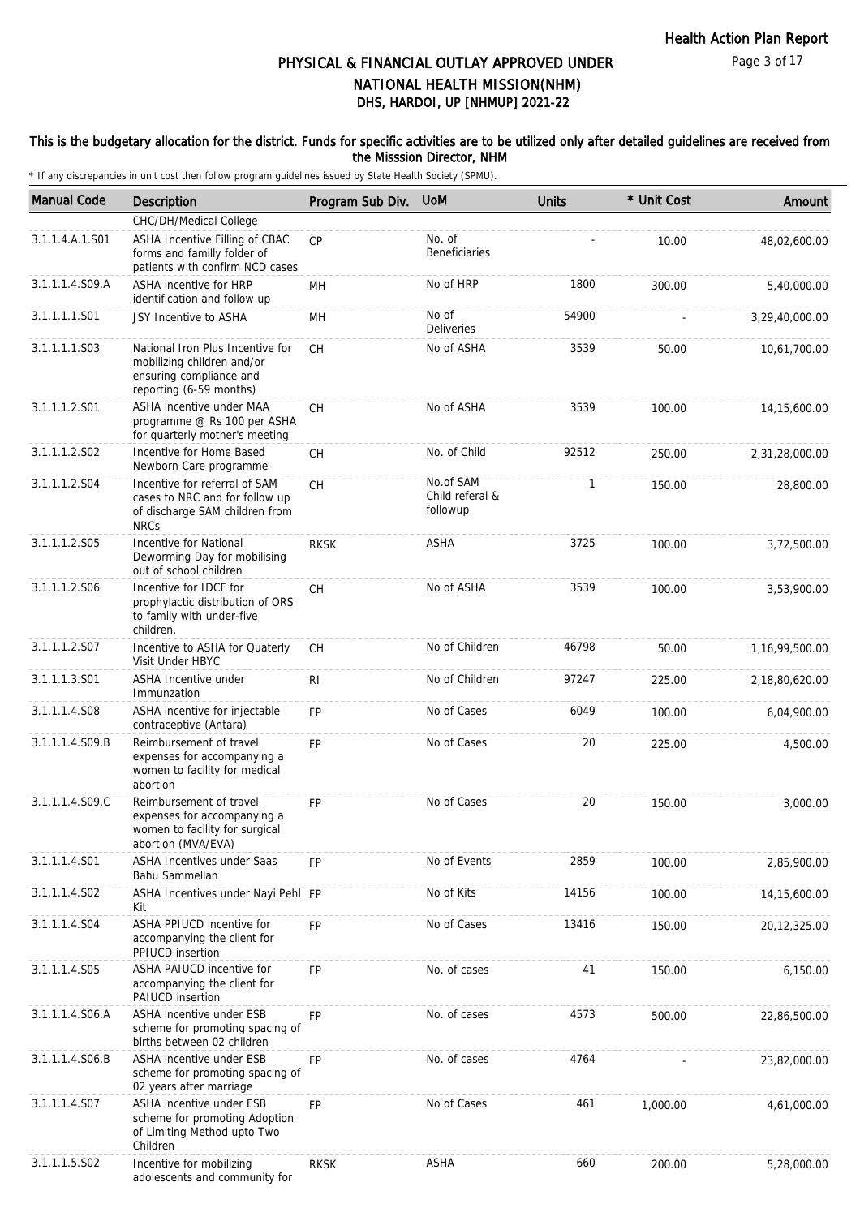# PHYSICAL & FINANCIAL OUTLAY APPROVED UNDER NATIONAL HEALTH MISSION(NHM)
## DHS, HARDOI, UP [NHMUP] 2021-22

**This is the budgetary allocation for the district. Funds for specific activities are to be utilized only after detailed guidelines are received from the Misssion Director, NHM**

\* If any discrepancies in unit cost then follow program guidelines issued by State Health Society (SPMU).

| Manual Code | Description | Program Sub Div. | UoM | Units | * Unit Cost | Amount |
|---|---|---|---|---|---|---|
| | CHC/DH/Medical College | | | | | |
| 3.1.1.4.A.1.S01 | ASHA Incentive Filling of CBAC forms and familly folder of patients with confirm NCD cases | CP | No. of Beneficiaries | - | 10.00 | 48,02,600.00 |
| 3.1.1.1.4.S09.A | ASHA incentive for HRP identification and follow up | MH | No of HRP | 1800 | 300.00 | 5,40,000.00 |
| 3.1.1.1.1.S01 | JSY Incentive to ASHA | MH | No of Deliveries | 54900 | - | 3,29,40,000.00 |
| 3.1.1.1.1.S03 | National Iron Plus Incentive for mobilizing children and/or ensuring compliance and reporting (6-59 months) | CH | No of ASHA | 3539 | 50.00 | 10,61,700.00 |
| 3.1.1.1.2.S01 | ASHA incentive under MAA programme @ Rs 100 per ASHA for quarterly mother's meeting | CH | No of ASHA | 3539 | 100.00 | 14,15,600.00 |
| 3.1.1.1.2.S02 | Incentive for Home Based Newborn Care programme | CH | No. of Child | 92512 | 250.00 | 2,31,28,000.00 |
| 3.1.1.1.2.S04 | Incentive for referral of SAM cases to NRC and for follow up of discharge SAM children from NRCs | CH | No.of SAM Child referal & followup | 1 | 150.00 | 28,800.00 |
| 3.1.1.1.2.S05 | Incentive for National Deworming Day for mobilising out of school children | RKSK | ASHA | 3725 | 100.00 | 3,72,500.00 |
| 3.1.1.1.2.S06 | Incentive for IDCF for prophylactic distribution of ORS to family with under-five children. | CH | No of ASHA | 3539 | 100.00 | 3,53,900.00 |
| 3.1.1.1.2.S07 | Incentive to ASHA for Quaterly Visit Under HBYC | CH | No of Children | 46798 | 50.00 | 1,16,99,500.00 |
| 3.1.1.1.3.S01 | ASHA Incentive under Immunzation | RI | No of Children | 97247 | 225.00 | 2,18,80,620.00 |
| 3.1.1.1.4.S08 | ASHA incentive for injectable contraceptive (Antara) | FP | No of Cases | 6049 | 100.00 | 6,04,900.00 |
| 3.1.1.1.4.S09.B | Reimbursement of travel expenses for accompanying a women to facility for medical abortion | FP | No of Cases | 20 | 225.00 | 4,500.00 |
| 3.1.1.1.4.S09.C | Reimbursement of travel expenses for accompanying a women to facility for surgical abortion (MVA/EVA) | FP | No of Cases | 20 | 150.00 | 3,000.00 |
| 3.1.1.1.4.S01 | ASHA Incentives under Saas Bahu Sammellan | FP | No of Events | 2859 | 100.00 | 2,85,900.00 |
| 3.1.1.1.4.S02 | ASHA Incentives under Nayi Pehl Kit | FP | No of Kits | 14156 | 100.00 | 14,15,600.00 |
| 3.1.1.1.4.S04 | ASHA PPIUCD incentive for accompanying the client for PPIUCD insertion | FP | No of Cases | 13416 | 150.00 | 20,12,325.00 |
| 3.1.1.1.4.S05 | ASHA PAIUCD incentive for accompanying the client for PAIUCD insertion | FP | No. of cases | 41 | 150.00 | 6,150.00 |
| 3.1.1.1.4.S06.A | ASHA incentive under ESB scheme for promoting spacing of births between 02 children | FP | No. of cases | 4573 | 500.00 | 22,86,500.00 |
| 3.1.1.1.4.S06.B | ASHA incentive under ESB scheme for promoting spacing of 02 years after marriage | FP | No. of cases | 4764 | - | 23,82,000.00 |
| 3.1.1.1.4.S07 | ASHA incentive under ESB scheme for promoting Adoption of Limiting Method upto Two Children | FP | No of Cases | 461 | 1,000.00 | 4,61,000.00 |
| 3.1.1.1.5.S02 | Incentive for mobilizing adolescents and community for | RKSK | ASHA | 660 | 200.00 | 5,28,000.00 |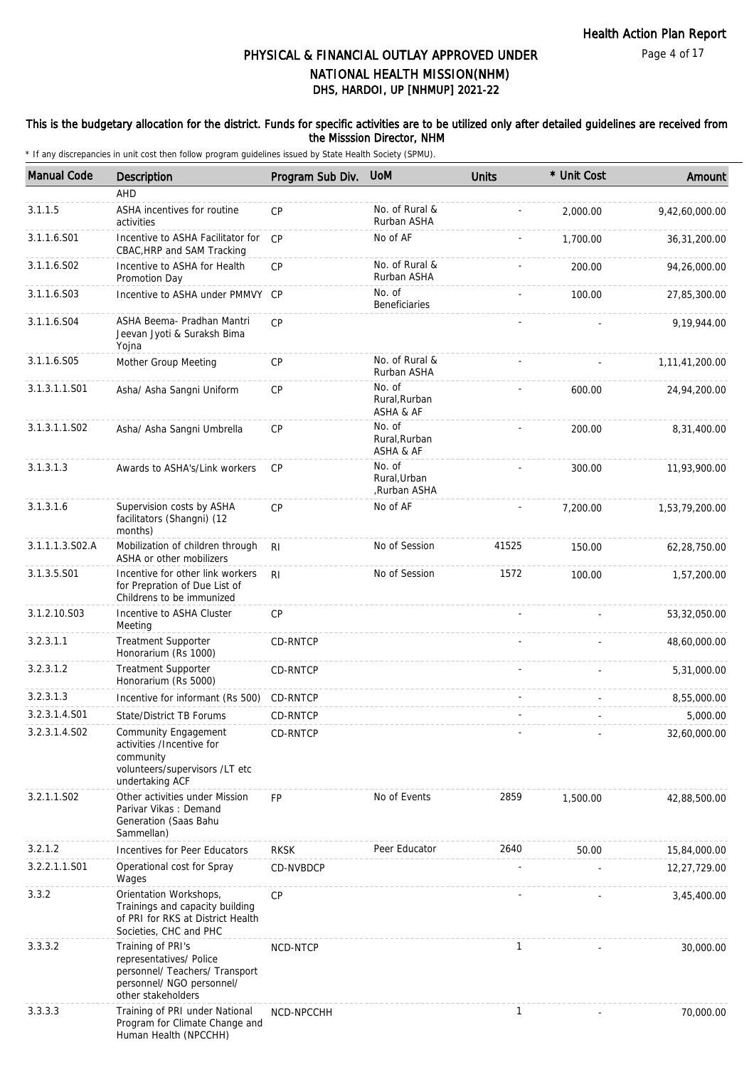# PHYSICAL & FINANCIAL OUTLAY APPROVED UNDER NATIONAL HEALTH MISSION(NHM)

## DHS, HARDOI, UP [NHMUP] 2021-22

**This is the budgetary allocation for the district. Funds for specific activities are to be utilized only after detailed guidelines are received from the Misssion Director, NHM**

\* If any discrepancies in unit cost then follow program guidelines issued by State Health Society (SPMU).

| Manual Code | Description | Program Sub Div. | UoM | Units | * Unit Cost | Amount |
|---|---|---|---|---|---|---|
| | AHD | | | | | |
| 3.1.1.5 | ASHA incentives for routine activities | CP | No. of Rural & Rurban ASHA | - | 2,000.00 | 9,42,60,000.00 |
| 3.1.1.6.S01 | Incentive to ASHA Facilitator for CBAC,HRP and SAM Tracking | CP | No of AF | - | 1,700.00 | 36,31,200.00 |
| 3.1.1.6.S02 | Incentive to ASHA for Health Promotion Day | CP | No. of Rural & Rurban ASHA | - | 200.00 | 94,26,000.00 |
| 3.1.1.6.S03 | Incentive to ASHA under PMMVY | CP | No. of Beneficiaries | - | 100.00 | 27,85,300.00 |
| 3.1.1.6.S04 | ASHA Beema- Pradhan Mantri Jeevan Jyoti & Suraksh Bima Yojna | CP | | - | - | 9,19,944.00 |
| 3.1.1.6.S05 | Mother Group Meeting | CP | No. of Rural & Rurban ASHA | - | - | 1,11,41,200.00 |
| 3.1.3.1.1.S01 | Asha/ Asha Sangni Uniform | CP | No. of Rural,Rurban ASHA & AF | - | 600.00 | 24,94,200.00 |
| 3.1.3.1.1.S02 | Asha/ Asha Sangni Umbrella | CP | No. of Rural,Rurban ASHA & AF | - | 200.00 | 8,31,400.00 |
| 3.1.3.1.3 | Awards to ASHA's/Link workers | CP | No. of Rural,Urban ,Rurban ASHA | - | 300.00 | 11,93,900.00 |
| 3.1.3.1.6 | Supervision costs by ASHA facilitators (Shangni) (12 months) | CP | No of AF | - | 7,200.00 | 1,53,79,200.00 |
| 3.1.1.1.3.S02.A | Mobilization of children through ASHA or other mobilizers | RI | No of Session | 41525 | 150.00 | 62,28,750.00 |
| 3.1.3.5.S01 | Incentive for other link workers for Prepration of Due List of Childrens to be immunized | RI | No of Session | 1572 | 100.00 | 1,57,200.00 |
| 3.1.2.10.S03 | Incentive to ASHA Cluster Meeting | CP | | - | - | 53,32,050.00 |
| 3.2.3.1.1 | Treatment Supporter Honorarium (Rs 1000) | CD-RNTCP | | - | - | 48,60,000.00 |
| 3.2.3.1.2 | Treatment Supporter Honorarium (Rs 5000) | CD-RNTCP | | - | - | 5,31,000.00 |
| 3.2.3.1.3 | Incentive for informant (Rs 500) | CD-RNTCP | | - | - | 8,55,000.00 |
| 3.2.3.1.4.S01 | State/District TB Forums | CD-RNTCP | | - | - | 5,000.00 |
| 3.2.3.1.4.S02 | Community Engagement activities /Incentive for community volunteers/supervisors /LT etc undertaking ACF | CD-RNTCP | | - | - | 32,60,000.00 |
| 3.2.1.1.S02 | Other activities under Mission Parivar Vikas : Demand Generation (Saas Bahu Sammellan) | FP | No of Events | 2859 | 1,500.00 | 42,88,500.00 |
| 3.2.1.2 | Incentives for Peer Educators | RKSK | Peer Educator | 2640 | 50.00 | 15,84,000.00 |
| 3.2.2.1.1.S01 | Operational cost for Spray Wages | CD-NVBDCP | | - | - | 12,27,729.00 |
| 3.3.2 | Orientation Workshops, Trainings and capacity building of PRI for RKS at District Health Societies, CHC and PHC | CP | | - | - | 3,45,400.00 |
| 3.3.3.2 | Training of PRI's representatives/ Police personnel/ Teachers/ Transport personnel/ NGO personnel/ other stakeholders | NCD-NTCP | | 1 | - | 30,000.00 |
| 3.3.3.3 | Training of PRI under National Program for Climate Change and Human Health (NPCCHH) | NCD-NPCCHH | | 1 | - | 70,000.00 |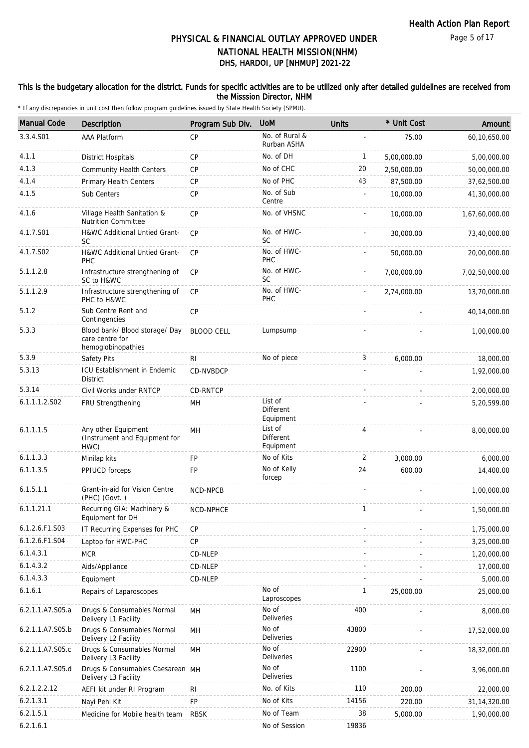# PHYSICAL & FINANCIAL OUTLAY APPROVED UNDER NATIONAL HEALTH MISSION(NHM)
## DHS, HARDOI, UP [NHMUP] 2021-22

**This is the budgetary allocation for the district. Funds for specific activities are to be utilized only after detailed guidelines are received from the Misssion Director, NHM**

\* If any discrepancies in unit cost then follow program guidelines issued by State Health Society (SPMU).

| Manual Code | Description | Program Sub Div. | UoM | Units | * Unit Cost | Amount |
|---|---|---|---|---|---|---|
| 3.3.4.S01 | AAA Platform | CP | No. of Rural & Rurban ASHA | - | 75.00 | 60,10,650.00 |
| 4.1.1 | District Hospitals | CP | No. of DH | 1 | 5,00,000.00 | 5,00,000.00 |
| 4.1.3 | Community Health Centers | CP | No of CHC | 20 | 2,50,000.00 | 50,00,000.00 |
| 4.1.4 | Primary Health Centers | CP | No of PHC | 43 | 87,500.00 | 37,62,500.00 |
| 4.1.5 | Sub Centers | CP | No. of Sub Centre | - | 10,000.00 | 41,30,000.00 |
| 4.1.6 | Village Health Sanitation & Nutrition Committee | CP | No. of VHSNC | - | 10,000.00 | 1,67,60,000.00 |
| 4.1.7.S01 | H&WC Additional Untied Grant-SC | CP | No. of HWC-SC | - | 30,000.00 | 73,40,000.00 |
| 4.1.7.S02 | H&WC Additional Untied Grant-PHC | CP | No. of HWC-PHC | - | 50,000.00 | 20,00,000.00 |
| 5.1.1.2.8 | Infrastructure strengthening of SC to H&WC | CP | No. of HWC-SC | - | 7,00,000.00 | 7,02,50,000.00 |
| 5.1.1.2.9 | Infrastructure strengthening of PHC to H&WC | CP | No. of HWC-PHC | - | 2,74,000.00 | 13,70,000.00 |
| 5.1.2 | Sub Centre Rent and Contingencies | CP | | - | - | 40,14,000.00 |
| 5.3.3 | Blood bank/ Blood storage/ Day care centre for hemoglobinopathies | BLOOD CELL | Lumpsump | - | - | 1,00,000.00 |
| 5.3.9 | Safety Pits | RI | No of piece | 3 | 6,000.00 | 18,000.00 |
| 5.3.13 | ICU Establishment in Endemic District | CD-NVBDCP | | - | - | 1,92,000.00 |
| 5.3.14 | Civil Works under RNTCP | CD-RNTCP | | - | - | 2,00,000.00 |
| 6.1.1.1.2.S02 | FRU Strengthening | MH | List of Different Equipment | - | - | 5,20,599.00 |
| 6.1.1.1.5 | Any other Equipment (Instrument and Equipment for HWC) | MH | List of Different Equipment | 4 | - | 8,00,000.00 |
| 6.1.1.3.3 | Minilap kits | FP | No of Kits | 2 | 3,000.00 | 6,000.00 |
| 6.1.1.3.5 | PPIUCD forceps | FP | No of Kelly forcep | 24 | 600.00 | 14,400.00 |
| 6.1.5.1.1 | Grant-in-aid for Vision Centre (PHC) (Govt. ) | NCD-NPCB | | - | - | 1,00,000.00 |
| 6.1.1.21.1 | Recurring GIA: Machinery & Equipment for DH | NCD-NPHCE | | 1 | - | 1,50,000.00 |
| 6.1.2.6.F1.S03 | IT Recurring Expenses for PHC | CP | | - | - | 1,75,000.00 |
| 6.1.2.6.F1.S04 | Laptop for HWC-PHC | CP | | - | - | 3,25,000.00 |
| 6.1.4.3.1 | MCR | CD-NLEP | | - | - | 1,20,000.00 |
| 6.1.4.3.2 | Aids/Appliance | CD-NLEP | | - | - | 17,000.00 |
| 6.1.4.3.3 | Equipment | CD-NLEP | | - | - | 5,000.00 |
| 6.1.6.1 | Repairs of Laparoscopes | | No of Laproscopes | 1 | 25,000.00 | 25,000.00 |
| 6.2.1.1.A7.S05.a | Drugs & Consumables Normal Delivery L1 Facility | MH | No of Deliveries | 400 | - | 8,000.00 |
| 6.2.1.1.A7.S05.b | Drugs & Consumables Normal Delivery L2 Facility | MH | No of Deliveries | 43800 | - | 17,52,000.00 |
| 6.2.1.1.A7.S05.c | Drugs & Consumables Normal Delivery L3 Facility | MH | No of Deliveries | 22900 | - | 18,32,000.00 |
| 6.2.1.1.A7.S05.d | Drugs & Consumables Caesarean Delivery L3 Facility | MH | No of Deliveries | 1100 | - | 3,96,000.00 |
| 6.2.1.2.2.12 | AEFI kit under RI Program | RI | No. of Kits | 110 | 200.00 | 22,000.00 |
| 6.2.1.3.1 | Nayi Pehl Kit | FP | No of Kits | 14156 | 220.00 | 31,14,320.00 |
| 6.2.1.5.1 | Medicine for Mobile health team | RBSK | No of Team | 38 | 5,000.00 | 1,90,000.00 |
| 6.2.1.6.1 | | | No of Session | 19836 | | |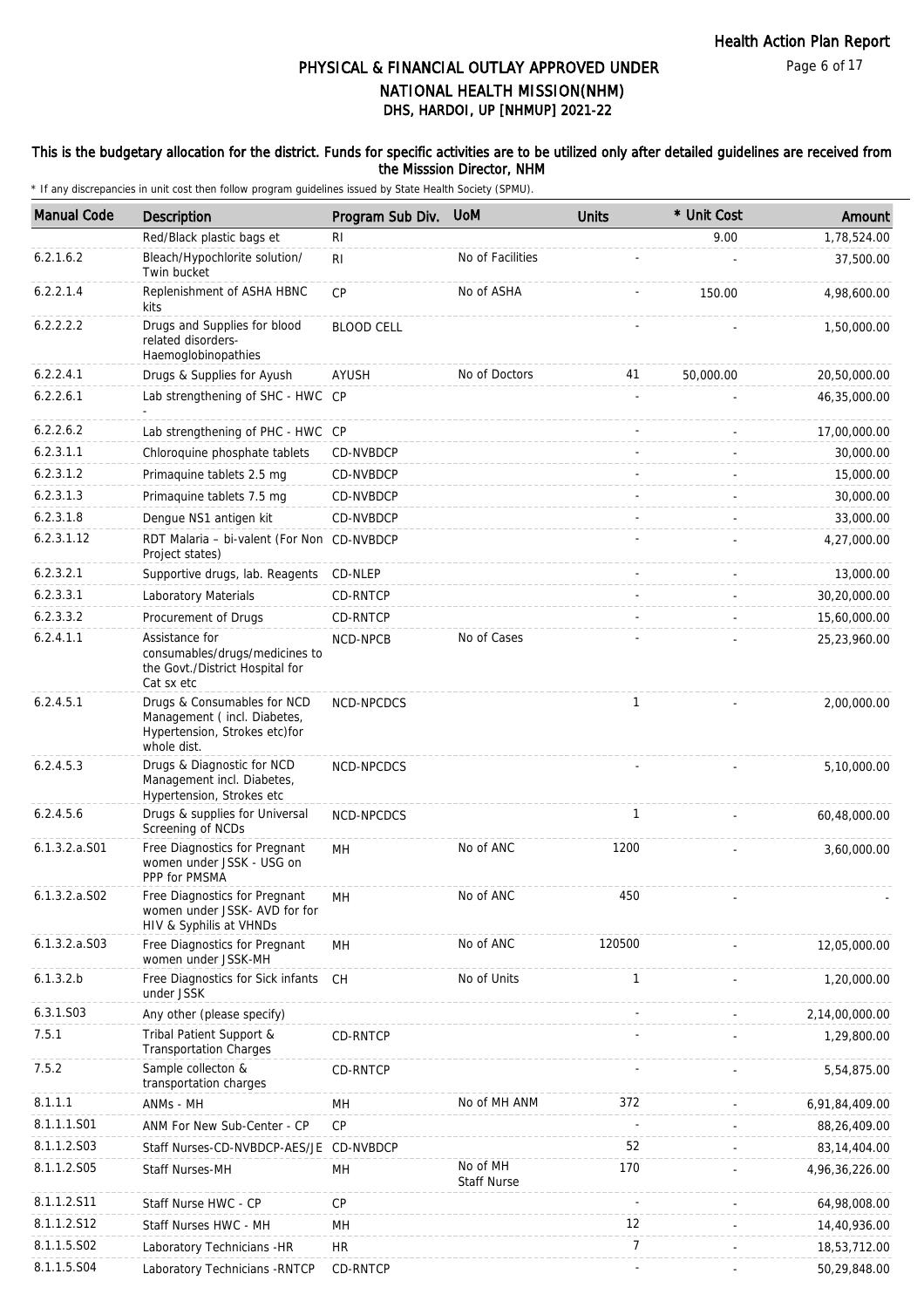# PHYSICAL & FINANCIAL OUTLAY APPROVED UNDER NATIONAL HEALTH MISSION(NHM)

## DHS, HARDOI, UP [NHMUP] 2021-22

### This is the budgetary allocation for the district. Funds for specific activities are to be utilized only after detailed guidelines are received from the Misssion Director, NHM

\* If any discrepancies in unit cost then follow program guidelines issued by State Health Society (SPMU).

| Manual Code | Description | Program Sub Div. | UoM | Units | * Unit Cost | Amount |
|---|---|---|---|---|---|---|
| | Red/Black plastic bags et | RI | | | 9.00 | 1,78,524.00 |
| 6.2.1.6.2 | Bleach/Hypochlorite solution/ Twin bucket | RI | No of Facilities | - | - | 37,500.00 |
| 6.2.2.1.4 | Replenishment of ASHA HBNC kits | CP | No of ASHA | - | 150.00 | 4,98,600.00 |
| 6.2.2.2.2 | Drugs and Supplies for blood related disorders- Haemoglobinopathies | BLOOD CELL | | - | - | 1,50,000.00 |
| 6.2.2.4.1 | Drugs & Supplies for Ayush | AYUSH | No of Doctors | 41 | 50,000.00 | 20,50,000.00 |
| 6.2.2.6.1 | Lab strengthening of SHC - HWC - | CP | | - | - | 46,35,000.00 |
| 6.2.2.6.2 | Lab strengthening of PHC - HWC | CP | | - | - | 17,00,000.00 |
| 6.2.3.1.1 | Chloroquine phosphate tablets | CD-NVBDCP | | - | - | 30,000.00 |
| 6.2.3.1.2 | Primaquine tablets 2.5 mg | CD-NVBDCP | | - | - | 15,000.00 |
| 6.2.3.1.3 | Primaquine tablets 7.5 mg | CD-NVBDCP | | - | - | 30,000.00 |
| 6.2.3.1.8 | Dengue NS1 antigen kit | CD-NVBDCP | | - | - | 33,000.00 |
| 6.2.3.1.12 | RDT Malaria – bi-valent (For Non Project states) | CD-NVBDCP | | - | - | 4,27,000.00 |
| 6.2.3.2.1 | Supportive drugs, lab. Reagents | CD-NLEP | | - | - | 13,000.00 |
| 6.2.3.3.1 | Laboratory Materials | CD-RNTCP | | - | - | 30,20,000.00 |
| 6.2.3.3.2 | Procurement of Drugs | CD-RNTCP | | - | - | 15,60,000.00 |
| 6.2.4.1.1 | Assistance for consumables/drugs/medicines to the Govt./District Hospital for Cat sx etc | NCD-NPCB | No of Cases | - | - | 25,23,960.00 |
| 6.2.4.5.1 | Drugs & Consumables for NCD Management ( incl. Diabetes, Hypertension, Strokes etc)for whole dist. | NCD-NPCDCS | | 1 | - | 2,00,000.00 |
| 6.2.4.5.3 | Drugs & Diagnostic for NCD Management incl. Diabetes, Hypertension, Strokes etc | NCD-NPCDCS | | - | - | 5,10,000.00 |
| 6.2.4.5.6 | Drugs & supplies for Universal Screening of NCDs | NCD-NPCDCS | | 1 | - | 60,48,000.00 |
| 6.1.3.2.a.S01 | Free Diagnostics for Pregnant women under JSSK - USG on PPP for PMSMA | MH | No of ANC | 1200 | - | 3,60,000.00 |
| 6.1.3.2.a.S02 | Free Diagnostics for Pregnant women under JSSK- AVD for for HIV & Syphilis at VHNDs | MH | No of ANC | 450 | - | - |
| 6.1.3.2.a.S03 | Free Diagnostics for Pregnant women under JSSK-MH | MH | No of ANC | 120500 | - | 12,05,000.00 |
| 6.1.3.2.b | Free Diagnostics for Sick infants under JSSK | CH | No of Units | 1 | - | 1,20,000.00 |
| 6.3.1.S03 | Any other (please specify) | | | - | - | 2,14,00,000.00 |
| 7.5.1 | Tribal Patient Support & Transportation Charges | CD-RNTCP | | - | - | 1,29,800.00 |
| 7.5.2 | Sample collecton & transportation charges | CD-RNTCP | | - | - | 5,54,875.00 |
| 8.1.1.1 | ANMs - MH | MH | No of MH ANM | 372 | - | 6,91,84,409.00 |
| 8.1.1.1.S01 | ANM For New Sub-Center - CP | CP | | - | - | 88,26,409.00 |
| 8.1.1.2.S03 | Staff Nurses-CD-NVBDCP-AES/JE | CD-NVBDCP | | 52 | - | 83,14,404.00 |
| 8.1.1.2.S05 | Staff Nurses-MH | MH | No of MH Staff Nurse | 170 | - | 4,96,36,226.00 |
| 8.1.1.2.S11 | Staff Nurse HWC - CP | CP | | - | - | 64,98,008.00 |
| 8.1.1.2.S12 | Staff Nurses HWC - MH | MH | | 12 | - | 14,40,936.00 |
| 8.1.1.5.S02 | Laboratory Technicians -HR | HR | | 7 | - | 18,53,712.00 |
| 8.1.1.5.S04 | Laboratory Technicians -RNTCP | CD-RNTCP | | - | - | 50,29,848.00 |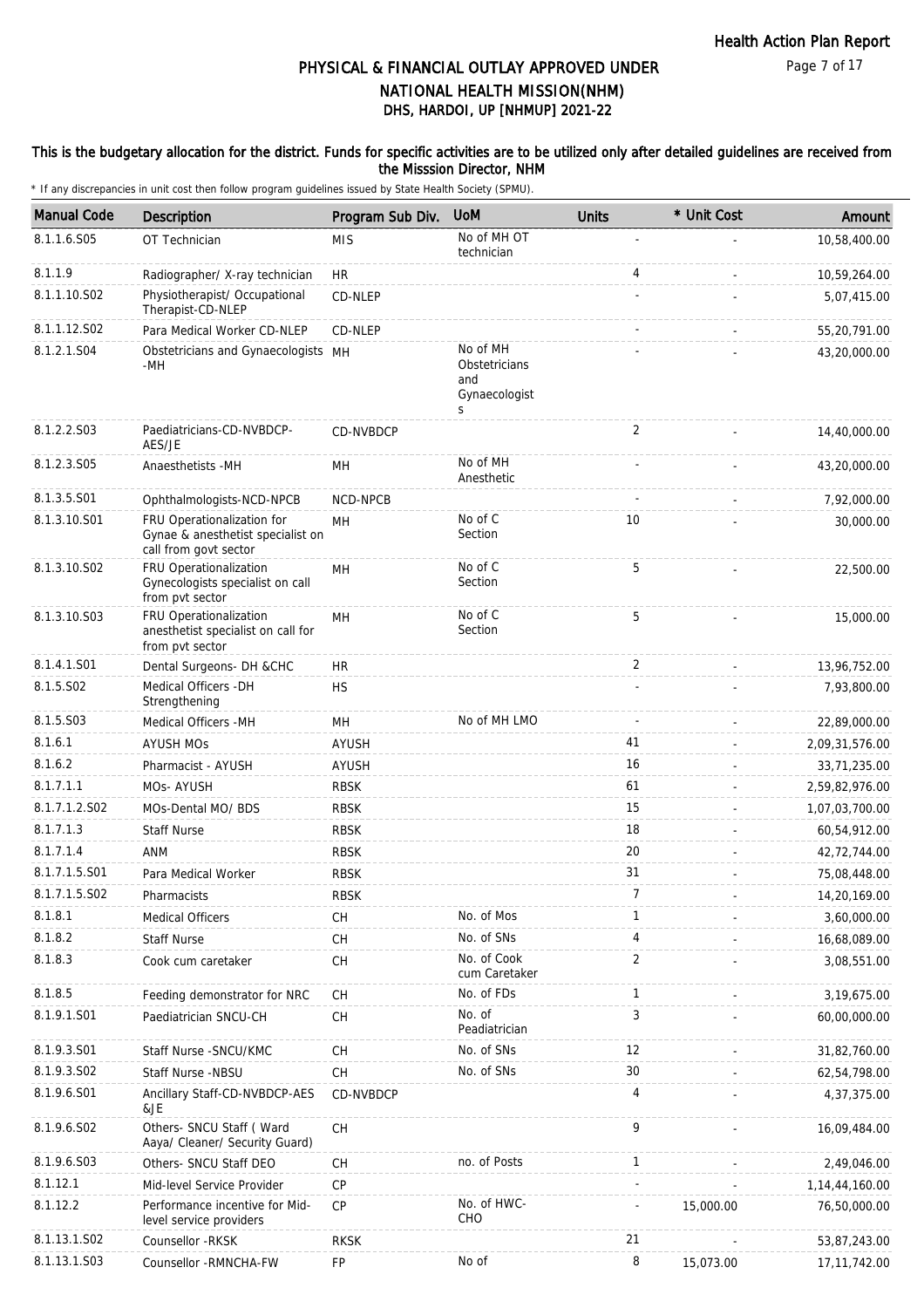# PHYSICAL & FINANCIAL OUTLAY APPROVED UNDER NATIONAL HEALTH MISSION(NHM)

## DHS, HARDOI, UP [NHMUP] 2021-22

**This is the budgetary allocation for the district. Funds for specific activities are to be utilized only after detailed guidelines are received from the Misssion Director, NHM**

\* If any discrepancies in unit cost then follow program guidelines issued by State Health Society (SPMU).

| Manual Code | Description | Program Sub Div. | UoM | Units | * Unit Cost | Amount |
|---|---|---|---|---|---|---|
| 8.1.1.6.S05 | OT Technician | MIS | No of MH OT technician | - | - | 10,58,400.00 |
| 8.1.1.9 | Radiographer/ X-ray technician | HR | | 4 | - | 10,59,264.00 |
| 8.1.1.10.S02 | Physiotherapist/ Occupational Therapist-CD-NLEP | CD-NLEP | | - | - | 5,07,415.00 |
| 8.1.1.12.S02 | Para Medical Worker CD-NLEP | CD-NLEP | | - | - | 55,20,791.00 |
| 8.1.2.1.S04 | Obstetricians and Gynaecologists -MH | MH | No of MH Obstetricians and Gynaecologists | - | - | 43,20,000.00 |
| 8.1.2.2.S03 | Paediatricians-CD-NVBDCP-AES/JE | CD-NVBDCP | | 2 | - | 14,40,000.00 |
| 8.1.2.3.S05 | Anaesthetists -MH | MH | No of MH Anesthetic | - | - | 43,20,000.00 |
| 8.1.3.5.S01 | Ophthalmologists-NCD-NPCB | NCD-NPCB | | - | - | 7,92,000.00 |
| 8.1.3.10.S01 | FRU Operationalization for Gynae & anesthetist specialist on call from govt sector | MH | No of C Section | 10 | - | 30,000.00 |
| 8.1.3.10.S02 | FRU Operationalization Gynecologists specialist on call from pvt sector | MH | No of C Section | 5 | - | 22,500.00 |
| 8.1.3.10.S03 | FRU Operationalization anesthetist specialist on call for from pvt sector | MH | No of C Section | 5 | - | 15,000.00 |
| 8.1.4.1.S01 | Dental Surgeons- DH &CHC | HR | | 2 | - | 13,96,752.00 |
| 8.1.5.S02 | Medical Officers -DH Strengthening | HS | | - | - | 7,93,800.00 |
| 8.1.5.S03 | Medical Officers -MH | MH | No of MH LMO | - | - | 22,89,000.00 |
| 8.1.6.1 | AYUSH MOs | AYUSH | | 41 | - | 2,09,31,576.00 |
| 8.1.6.2 | Pharmacist - AYUSH | AYUSH | | 16 | - | 33,71,235.00 |
| 8.1.7.1.1 | MOs- AYUSH | RBSK | | 61 | - | 2,59,82,976.00 |
| 8.1.7.1.2.S02 | MOs-Dental MO/ BDS | RBSK | | 15 | - | 1,07,03,700.00 |
| 8.1.7.1.3 | Staff Nurse | RBSK | | 18 | - | 60,54,912.00 |
| 8.1.7.1.4 | ANM | RBSK | | 20 | - | 42,72,744.00 |
| 8.1.7.1.5.S01 | Para Medical Worker | RBSK | | 31 | - | 75,08,448.00 |
| 8.1.7.1.5.S02 | Pharmacists | RBSK | | 7 | - | 14,20,169.00 |
| 8.1.8.1 | Medical Officers | CH | No. of Mos | 1 | - | 3,60,000.00 |
| 8.1.8.2 | Staff Nurse | CH | No. of SNs | 4 | - | 16,68,089.00 |
| 8.1.8.3 | Cook cum caretaker | CH | No. of Cook cum Caretaker | 2 | - | 3,08,551.00 |
| 8.1.8.5 | Feeding demonstrator for NRC | CH | No. of FDs | 1 | - | 3,19,675.00 |
| 8.1.9.1.S01 | Paediatrician SNCU-CH | CH | No. of Peadiatrician | 3 | - | 60,00,000.00 |
| 8.1.9.3.S01 | Staff Nurse -SNCU/KMC | CH | No. of SNs | 12 | - | 31,82,760.00 |
| 8.1.9.3.S02 | Staff Nurse -NBSU | CH | No. of SNs | 30 | - | 62,54,798.00 |
| 8.1.9.6.S01 | Ancillary Staff-CD-NVBDCP-AES &JE | CD-NVBDCP | | 4 | - | 4,37,375.00 |
| 8.1.9.6.S02 | Others- SNCU Staff ( Ward Aaya/ Cleaner/ Security Guard) | CH | | 9 | - | 16,09,484.00 |
| 8.1.9.6.S03 | Others- SNCU Staff DEO | CH | no. of Posts | 1 | - | 2,49,046.00 |
| 8.1.12.1 | Mid-level Service Provider | CP | | - | - | 1,14,44,160.00 |
| 8.1.12.2 | Performance incentive for Mid-level service providers | CP | No. of HWC-CHO | - | 15,000.00 | 76,50,000.00 |
| 8.1.13.1.S02 | Counsellor -RKSK | RKSK | | 21 | - | 53,87,243.00 |
| 8.1.13.1.S03 | Counsellor -RMNCHA-FW | FP | No of | 8 | 15,073.00 | 17,11,742.00 |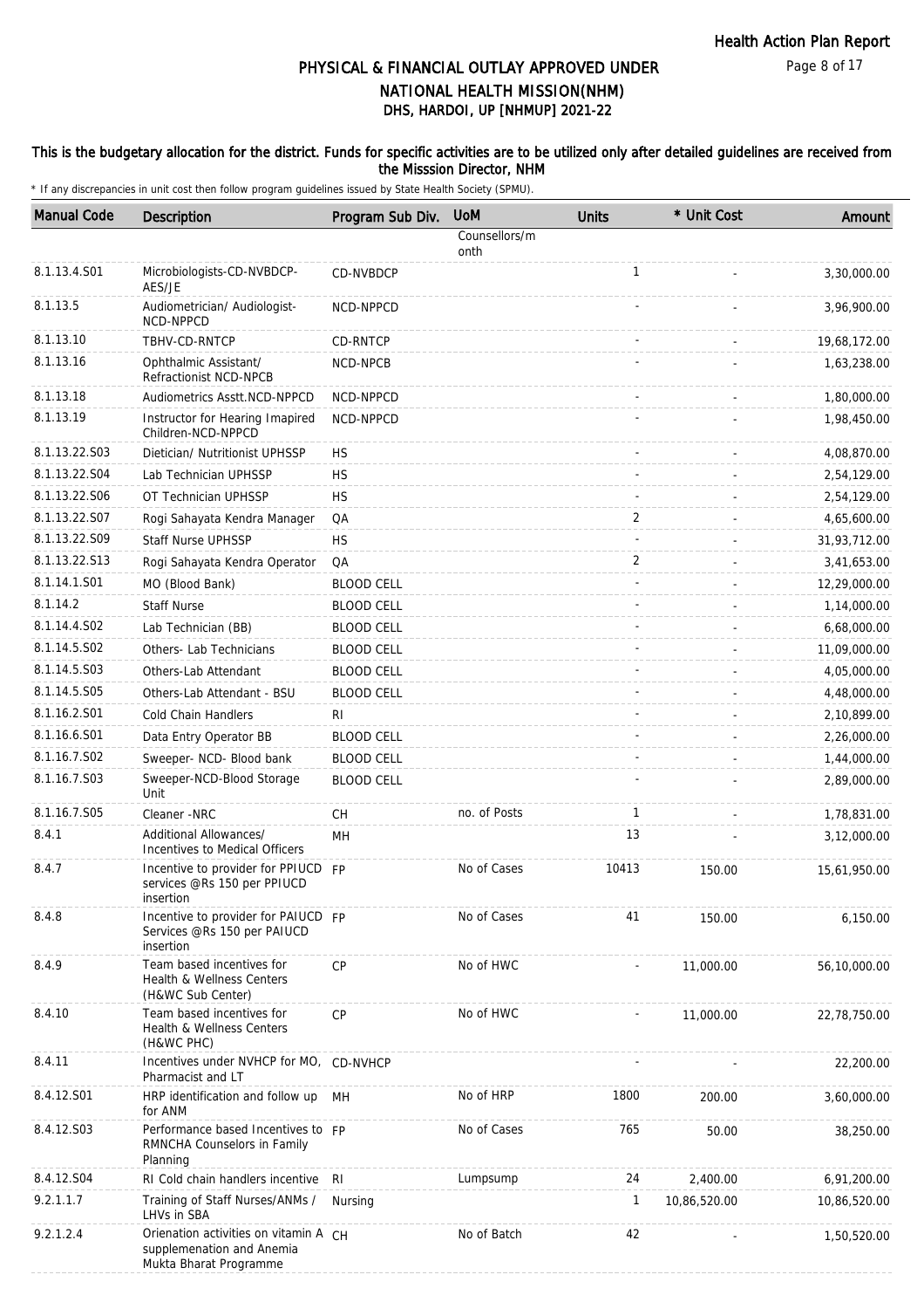# PHYSICAL & FINANCIAL OUTLAY APPROVED UNDER NATIONAL HEALTH MISSION(NHM)
## DHS, HARDOI, UP [NHMUP] 2021-22

**This is the budgetary allocation for the district. Funds for specific activities are to be utilized only after detailed guidelines are received from the Misssion Director, NHM**

\* If any discrepancies in unit cost then follow program guidelines issued by State Health Society (SPMU).

| Manual Code | Description | Program Sub Div. | UoM | Units | * Unit Cost | Amount |
|---|---|---|---|---|---|---|
| | | | Counsellors/month | | | |
| 8.1.13.4.S01 | Microbiologists-CD-NVBDCP-AES/JE | CD-NVBDCP | | 1 | - | 3,30,000.00 |
| 8.1.13.5 | Audiometrician/ Audiologist-NCD-NPPCD | NCD-NPPCD | | - | - | 3,96,900.00 |
| 8.1.13.10 | TBHV-CD-RNTCP | CD-RNTCP | | - | - | 19,68,172.00 |
| 8.1.13.16 | Ophthalmic Assistant/ Refractionist NCD-NPCB | NCD-NPCB | | - | - | 1,63,238.00 |
| 8.1.13.18 | Audiometrics Asstt.NCD-NPPCD | NCD-NPPCD | | - | - | 1,80,000.00 |
| 8.1.13.19 | Instructor for Hearing Imapired Children-NCD-NPPCD | NCD-NPPCD | | - | - | 1,98,450.00 |
| 8.1.13.22.S03 | Dietician/ Nutritionist UPHSSP | HS | | - | - | 4,08,870.00 |
| 8.1.13.22.S04 | Lab Technician UPHSSP | HS | | - | - | 2,54,129.00 |
| 8.1.13.22.S06 | OT Technician UPHSSP | HS | | - | - | 2,54,129.00 |
| 8.1.13.22.S07 | Rogi Sahayata Kendra Manager | QA | | 2 | - | 4,65,600.00 |
| 8.1.13.22.S09 | Staff Nurse UPHSSP | HS | | - | - | 31,93,712.00 |
| 8.1.13.22.S13 | Rogi Sahayata Kendra Operator | QA | | 2 | - | 3,41,653.00 |
| 8.1.14.1.S01 | MO (Blood Bank) | BLOOD CELL | | - | - | 12,29,000.00 |
| 8.1.14.2 | Staff Nurse | BLOOD CELL | | - | - | 1,14,000.00 |
| 8.1.14.4.S02 | Lab Technician (BB) | BLOOD CELL | | - | - | 6,68,000.00 |
| 8.1.14.5.S02 | Others- Lab Technicians | BLOOD CELL | | - | - | 11,09,000.00 |
| 8.1.14.5.S03 | Others-Lab Attendant | BLOOD CELL | | - | - | 4,05,000.00 |
| 8.1.14.5.S05 | Others-Lab Attendant - BSU | BLOOD CELL | | - | - | 4,48,000.00 |
| 8.1.16.2.S01 | Cold Chain Handlers | RI | | - | - | 2,10,899.00 |
| 8.1.16.6.S01 | Data Entry Operator BB | BLOOD CELL | | - | - | 2,26,000.00 |
| 8.1.16.7.S02 | Sweeper- NCD- Blood bank | BLOOD CELL | | - | - | 1,44,000.00 |
| 8.1.16.7.S03 | Sweeper-NCD-Blood Storage Unit | BLOOD CELL | | - | - | 2,89,000.00 |
| 8.1.16.7.S05 | Cleaner -NRC | CH | no. of Posts | 1 | - | 1,78,831.00 |
| 8.4.1 | Additional Allowances/ Incentives to Medical Officers | MH | | 13 | - | 3,12,000.00 |
| 8.4.7 | Incentive to provider for PPIUCD services @Rs 150 per PPIUCD insertion | FP | No of Cases | 10413 | 150.00 | 15,61,950.00 |
| 8.4.8 | Incentive to provider for PAIUCD Services @Rs 150 per PAIUCD insertion | FP | No of Cases | 41 | 150.00 | 6,150.00 |
| 8.4.9 | Team based incentives for Health & Wellness Centers (H&WC Sub Center) | CP | No of HWC | - | 11,000.00 | 56,10,000.00 |
| 8.4.10 | Team based incentives for Health & Wellness Centers (H&WC PHC) | CP | No of HWC | - | 11,000.00 | 22,78,750.00 |
| 8.4.11 | Incentives under NVHCP for MO, Pharmacist and LT | CD-NVHCP | | - | - | 22,200.00 |
| 8.4.12.S01 | HRP identification and follow up for ANM | MH | No of HRP | 1800 | 200.00 | 3,60,000.00 |
| 8.4.12.S03 | Performance based Incentives to RMNCHA Counselors in Family Planning | FP | No of Cases | 765 | 50.00 | 38,250.00 |
| 8.4.12.S04 | RI Cold chain handlers incentive | RI | Lumpsump | 24 | 2,400.00 | 6,91,200.00 |
| 9.2.1.1.7 | Training of Staff Nurses/ANMs / LHVs in SBA | Nursing | | 1 | 10,86,520.00 | 10,86,520.00 |
| 9.2.1.2.4 | Orienation activities on vitamin A supplemenation and Anemia Mukta Bharat Programme | CH | No of Batch | 42 | - | 1,50,520.00 |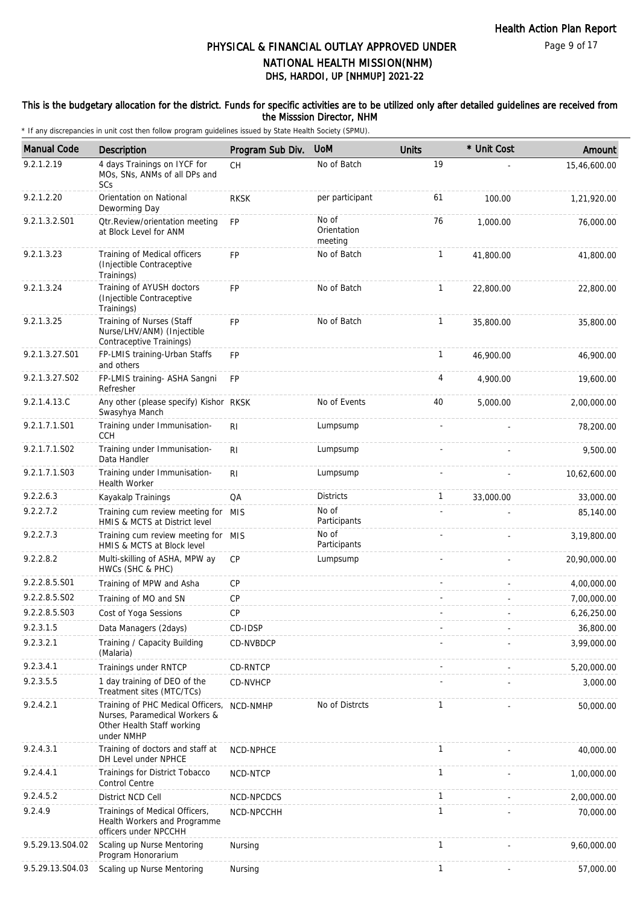# PHYSICAL & FINANCIAL OUTLAY APPROVED UNDER NATIONAL HEALTH MISSION(NHM)
## DHS, HARDOI, UP [NHMUP] 2021-22

**This is the budgetary allocation for the district. Funds for specific activities are to be utilized only after detailed guidelines are received from the Misssion Director, NHM**

\* If any discrepancies in unit cost then follow program guidelines issued by State Health Society (SPMU).

| Manual Code | Description | Program Sub Div. | UoM | Units | * Unit Cost | Amount |
|---|---|---|---|---|---|---|
| 9.2.1.2.19 | 4 days Trainings on IYCF for MOs, SNs, ANMs of all DPs and SCs | CH | No of Batch | 19 | - | 15,46,600.00 |
| 9.2.1.2.20 | Orientation on National Deworming Day | RKSK | per participant | 61 | 100.00 | 1,21,920.00 |
| 9.2.1.3.2.S01 | Qtr.Review/orientation meeting at Block Level for ANM | FP | No of Orientation meeting | 76 | 1,000.00 | 76,000.00 |
| 9.2.1.3.23 | Training of Medical officers (Injectible Contraceptive Trainings) | FP | No of Batch | 1 | 41,800.00 | 41,800.00 |
| 9.2.1.3.24 | Training of AYUSH doctors (Injectible Contraceptive Trainings) | FP | No of Batch | 1 | 22,800.00 | 22,800.00 |
| 9.2.1.3.25 | Training of Nurses (Staff Nurse/LHV/ANM) (Injectible Contraceptive Trainings) | FP | No of Batch | 1 | 35,800.00 | 35,800.00 |
| 9.2.1.3.27.S01 | FP-LMIS training-Urban Staffs and others | FP | | 1 | 46,900.00 | 46,900.00 |
| 9.2.1.3.27.S02 | FP-LMIS training- ASHA Sangni Refresher | FP | | 4 | 4,900.00 | 19,600.00 |
| 9.2.1.4.13.C | Any other (please specify) Kishor Swasyhya Manch | RKSK | No of Events | 40 | 5,000.00 | 2,00,000.00 |
| 9.2.1.7.1.S01 | Training under Immunisation-CCH | RI | Lumpsump | - | - | 78,200.00 |
| 9.2.1.7.1.S02 | Training under Immunisation-Data Handler | RI | Lumpsump | - | - | 9,500.00 |
| 9.2.1.7.1.S03 | Training under Immunisation-Health Worker | RI | Lumpsump | - | - | 10,62,600.00 |
| 9.2.2.6.3 | Kayakalp Trainings | QA | Districts | 1 | 33,000.00 | 33,000.00 |
| 9.2.2.7.2 | Training cum review meeting for HMIS & MCTS at District level | MIS | No of Participants | - | - | 85,140.00 |
| 9.2.2.7.3 | Training cum review meeting for HMIS & MCTS at Block level | MIS | No of Participants | - | - | 3,19,800.00 |
| 9.2.2.8.2 | Multi-skilling of ASHA, MPW ay HWCs (SHC & PHC) | CP | Lumpsump | - | - | 20,90,000.00 |
| 9.2.2.8.5.S01 | Training of MPW and Asha | CP | | - | - | 4,00,000.00 |
| 9.2.2.8.5.S02 | Training of MO and SN | CP | | - | - | 7,00,000.00 |
| 9.2.2.8.5.S03 | Cost of Yoga Sessions | CP | | - | - | 6,26,250.00 |
| 9.2.3.1.5 | Data Managers (2days) | CD-IDSP | | - | - | 36,800.00 |
| 9.2.3.2.1 | Training / Capacity Building (Malaria) | CD-NVBDCP | | - | - | 3,99,000.00 |
| 9.2.3.4.1 | Trainings under RNTCP | CD-RNTCP | | - | - | 5,20,000.00 |
| 9.2.3.5.5 | 1 day training of DEO of the Treatment sites (MTC/TCs) | CD-NVHCP | | - | - | 3,000.00 |
| 9.2.4.2.1 | Training of PHC Medical Officers, Nurses, Paramedical Workers & Other Health Staff working under NMHP | NCD-NMHP | No of Distrcts | 1 | - | 50,000.00 |
| 9.2.4.3.1 | Training of doctors and staff at DH Level under NPHCE | NCD-NPHCE | | 1 | - | 40,000.00 |
| 9.2.4.4.1 | Trainings for District Tobacco Control Centre | NCD-NTCP | | 1 | - | 1,00,000.00 |
| 9.2.4.5.2 | District NCD Cell | NCD-NPCDCS | | 1 | - | 2,00,000.00 |
| 9.2.4.9 | Trainings of Medical Officers, Health Workers and Programme officers under NPCCHH | NCD-NPCCHH | | 1 | - | 70,000.00 |
| 9.5.29.13.S04.02 | Scaling up Nurse Mentoring Program Honorarium | Nursing | | 1 | - | 9,60,000.00 |
| 9.5.29.13.S04.03 | Scaling up Nurse Mentoring | Nursing | | 1 | - | 57,000.00 |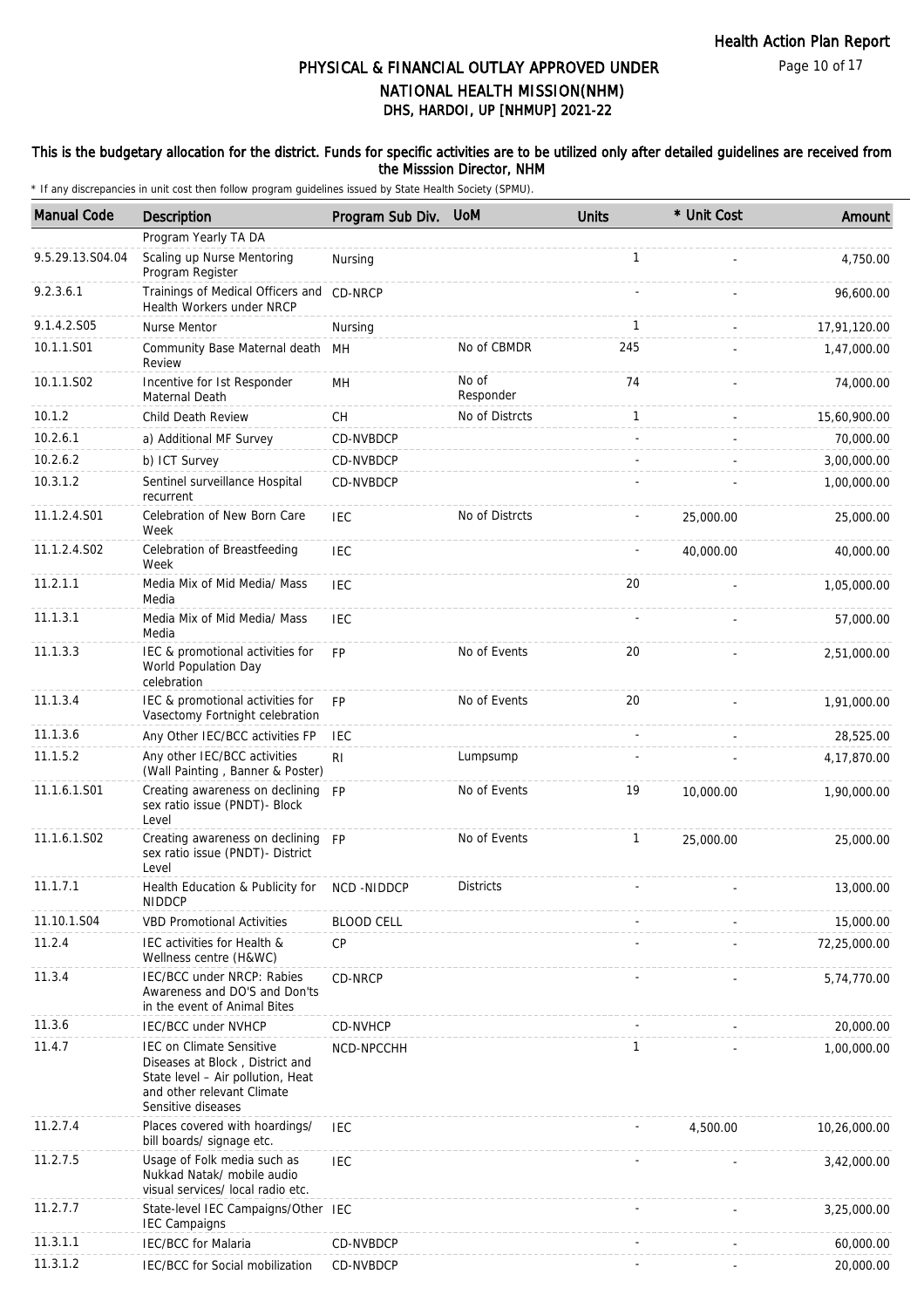# PHYSICAL & FINANCIAL OUTLAY APPROVED UNDER NATIONAL HEALTH MISSION(NHM)

## DHS, HARDOI, UP [NHMUP] 2021-22

This is the budgetary allocation for the district. Funds for specific activities are to be utilized only after detailed guidelines are received from the Misssion Director, NHM

\* If any discrepancies in unit cost then follow program guidelines issued by State Health Society (SPMU).

| Manual Code | Description | Program Sub Div. | UoM | Units | * Unit Cost | Amount |
|---|---|---|---|---|---|---|
| | Program Yearly TA DA | | | | | |
| 9.5.29.13.S04.04 | Scaling up Nurse Mentoring Program Register | Nursing | | 1 | - | 4,750.00 |
| 9.2.3.6.1 | Trainings of Medical Officers and Health Workers under NRCP | CD-NRCP | | - | - | 96,600.00 |
| 9.1.4.2.S05 | Nurse Mentor | Nursing | | 1 | - | 17,91,120.00 |
| 10.1.1.S01 | Community Base Maternal death Review | MH | No of CBMDR | 245 | - | 1,47,000.00 |
| 10.1.1.S02 | Incentive for Ist Responder Maternal Death | MH | No of Responder | 74 | - | 74,000.00 |
| 10.1.2 | Child Death Review | CH | No of Distrcts | 1 | - | 15,60,900.00 |
| 10.2.6.1 | a) Additional MF Survey | CD-NVBDCP | | - | - | 70,000.00 |
| 10.2.6.2 | b) ICT Survey | CD-NVBDCP | | - | - | 3,00,000.00 |
| 10.3.1.2 | Sentinel surveillance Hospital recurrent | CD-NVBDCP | | - | - | 1,00,000.00 |
| 11.1.2.4.S01 | Celebration of New Born Care Week | IEC | No of Distrcts | - | 25,000.00 | 25,000.00 |
| 11.1.2.4.S02 | Celebration of Breastfeeding Week | IEC | | - | 40,000.00 | 40,000.00 |
| 11.2.1.1 | Media Mix of Mid Media/ Mass Media | IEC | | 20 | - | 1,05,000.00 |
| 11.1.3.1 | Media Mix of Mid Media/ Mass Media | IEC | | - | - | 57,000.00 |
| 11.1.3.3 | IEC & promotional activities for World Population Day celebration | FP | No of Events | 20 | - | 2,51,000.00 |
| 11.1.3.4 | IEC & promotional activities for Vasectomy Fortnight celebration | FP | No of Events | 20 | - | 1,91,000.00 |
| 11.1.3.6 | Any Other IEC/BCC activities FP | IEC | | - | - | 28,525.00 |
| 11.1.5.2 | Any other IEC/BCC activities (Wall Painting , Banner & Poster) | RI | Lumpsump | - | - | 4,17,870.00 |
| 11.1.6.1.S01 | Creating awareness on declining sex ratio issue (PNDT)- Block Level | FP | No of Events | 19 | 10,000.00 | 1,90,000.00 |
| 11.1.6.1.S02 | Creating awareness on declining sex ratio issue (PNDT)- District Level | FP | No of Events | 1 | 25,000.00 | 25,000.00 |
| 11.1.7.1 | Health Education & Publicity for NIDDCP | NCD -NIDDCP | Districts | - | - | 13,000.00 |
| 11.10.1.S04 | VBD Promotional Activities | BLOOD CELL | | - | - | 15,000.00 |
| 11.2.4 | IEC activities for Health & Wellness centre (H&WC) | CP | | - | - | 72,25,000.00 |
| 11.3.4 | IEC/BCC under NRCP: Rabies Awareness and DO'S and Don'ts in the event of Animal Bites | CD-NRCP | | - | - | 5,74,770.00 |
| 11.3.6 | IEC/BCC under NVHCP | CD-NVHCP | | - | - | 20,000.00 |
| 11.4.7 | IEC on Climate Sensitive Diseases at Block , District and State level – Air pollution, Heat and other relevant Climate Sensitive diseases | NCD-NPCCHH | | 1 | - | 1,00,000.00 |
| 11.2.7.4 | Places covered with hoardings/ bill boards/ signage etc. | IEC | | - | 4,500.00 | 10,26,000.00 |
| 11.2.7.5 | Usage of Folk media such as Nukkad Natak/ mobile audio visual services/ local radio etc. | IEC | | - | - | 3,42,000.00 |
| 11.2.7.7 | State-level IEC Campaigns/Other IEC Campaigns | IEC | | - | - | 3,25,000.00 |
| 11.3.1.1 | IEC/BCC for Malaria | CD-NVBDCP | | - | - | 60,000.00 |
| 11.3.1.2 | IEC/BCC for Social mobilization | CD-NVBDCP | | - | - | 20,000.00 |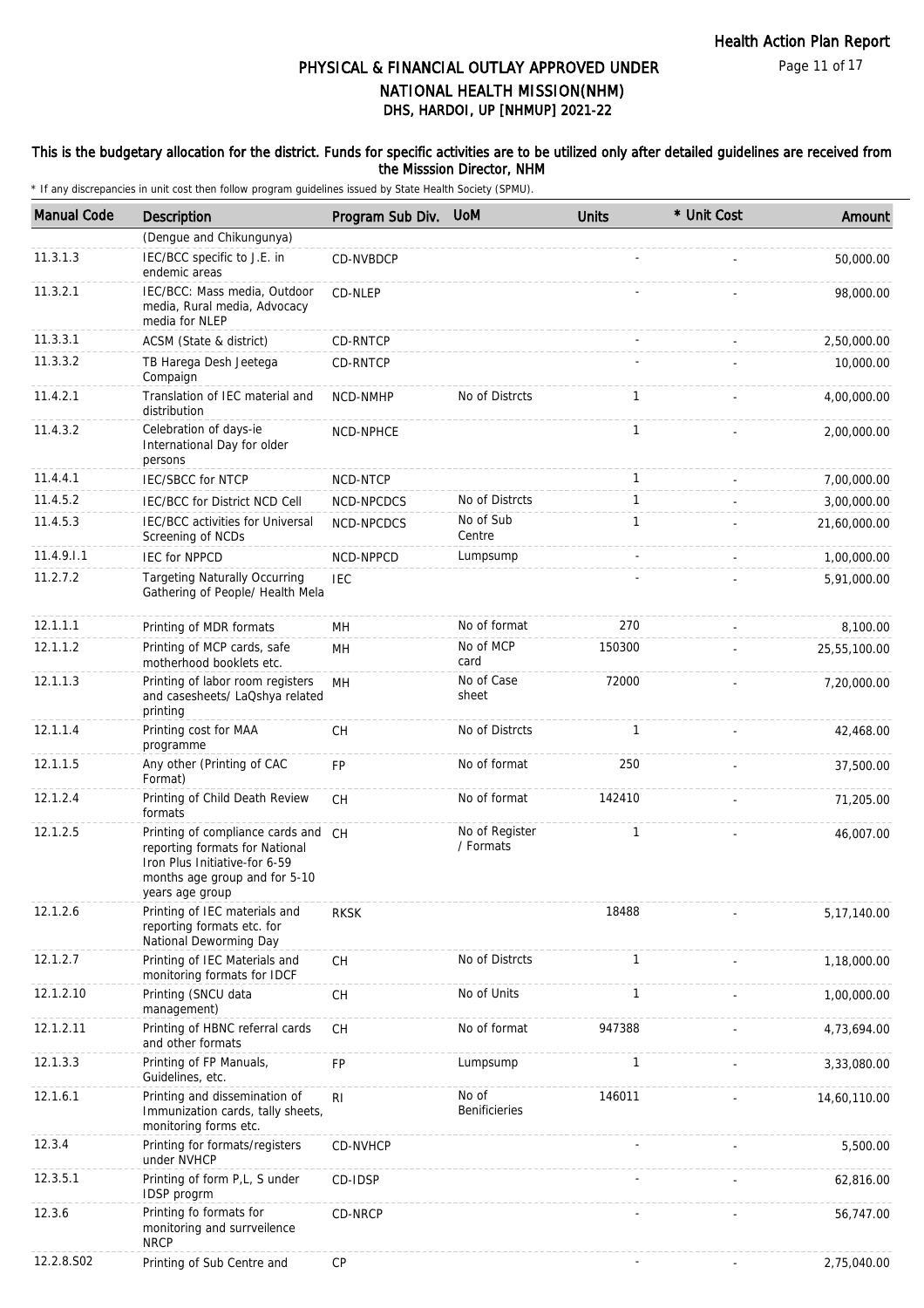# PHYSICAL & FINANCIAL OUTLAY APPROVED UNDER NATIONAL HEALTH MISSION(NHM)

## DHS, HARDOI, UP [NHMUP] 2021-22

### This is the budgetary allocation for the district. Funds for specific activities are to be utilized only after detailed guidelines are received from the Misssion Director, NHM

\* If any discrepancies in unit cost then follow program guidelines issued by State Health Society (SPMU).

| Manual Code | Description | Program Sub Div. | UoM | Units | * Unit Cost | Amount |
|---|---|---|---|---|---|---|
| | (Dengue and Chikungunya) | | | | | |
| 11.3.1.3 | IEC/BCC specific to J.E. in endemic areas | CD-NVBDCP | | - | - | 50,000.00 |
| 11.3.2.1 | IEC/BCC: Mass media, Outdoor media, Rural media, Advocacy media for NLEP | CD-NLEP | | - | - | 98,000.00 |
| 11.3.3.1 | ACSM (State & district) | CD-RNTCP | | - | - | 2,50,000.00 |
| 11.3.3.2 | TB Harega Desh Jeetega Compaign | CD-RNTCP | | - | - | 10,000.00 |
| 11.4.2.1 | Translation of IEC material and distribution | NCD-NMHP | No of Distrcts | 1 | - | 4,00,000.00 |
| 11.4.3.2 | Celebration of days-ie International Day for older persons | NCD-NPHCE | | 1 | - | 2,00,000.00 |
| 11.4.4.1 | IEC/SBCC for NTCP | NCD-NTCP | | 1 | - | 7,00,000.00 |
| 11.4.5.2 | IEC/BCC for District NCD Cell | NCD-NPCDCS | No of Distrcts | 1 | - | 3,00,000.00 |
| 11.4.5.3 | IEC/BCC activities for Universal Screening of NCDs | NCD-NPCDCS | No of Sub Centre | 1 | - | 21,60,000.00 |
| 11.4.9.I.1 | IEC for NPPCD | NCD-NPPCD | Lumpsump | - | - | 1,00,000.00 |
| 11.2.7.2 | Targeting Naturally Occurring Gathering of People/ Health Mela | IEC | | - | - | 5,91,000.00 |
| 12.1.1.1 | Printing of MDR formats | MH | No of format | 270 | - | 8,100.00 |
| 12.1.1.2 | Printing of MCP cards, safe motherhood booklets etc. | MH | No of MCP card | 150300 | - | 25,55,100.00 |
| 12.1.1.3 | Printing of labor room registers and casesheets/ LaQshya related printing | MH | No of Case sheet | 72000 | - | 7,20,000.00 |
| 12.1.1.4 | Printing cost for MAA programme | CH | No of Distrcts | 1 | - | 42,468.00 |
| 12.1.1.5 | Any other (Printing of CAC Format) | FP | No of format | 250 | - | 37,500.00 |
| 12.1.2.4 | Printing of Child Death Review formats | CH | No of format | 142410 | - | 71,205.00 |
| 12.1.2.5 | Printing of compliance cards and reporting formats for National Iron Plus Initiative-for 6-59 months age group and for 5-10 years age group | CH | No of Register / Formats | 1 | - | 46,007.00 |
| 12.1.2.6 | Printing of IEC materials and reporting formats etc. for National Deworming Day | RKSK | | 18488 | - | 5,17,140.00 |
| 12.1.2.7 | Printing of IEC Materials and monitoring formats for IDCF | CH | No of Distrcts | 1 | - | 1,18,000.00 |
| 12.1.2.10 | Printing (SNCU data management) | CH | No of Units | 1 | - | 1,00,000.00 |
| 12.1.2.11 | Printing of HBNC referral cards and other formats | CH | No of format | 947388 | - | 4,73,694.00 |
| 12.1.3.3 | Printing of FP Manuals, Guidelines, etc. | FP | Lumpsump | 1 | - | 3,33,080.00 |
| 12.1.6.1 | Printing and dissemination of Immunization cards, tally sheets, monitoring forms etc. | RI | No of Benificieries | 146011 | - | 14,60,110.00 |
| 12.3.4 | Printing for formats/registers under NVHCP | CD-NVHCP | | - | - | 5,500.00 |
| 12.3.5.1 | Printing of form P,L, S under IDSP progrm | CD-IDSP | | - | - | 62,816.00 |
| 12.3.6 | Printing fo formats for monitoring and surrveilence NRCP | CD-NRCP | | - | - | 56,747.00 |
| 12.2.8.S02 | Printing of Sub Centre and | CP | | - | - | 2,75,040.00 |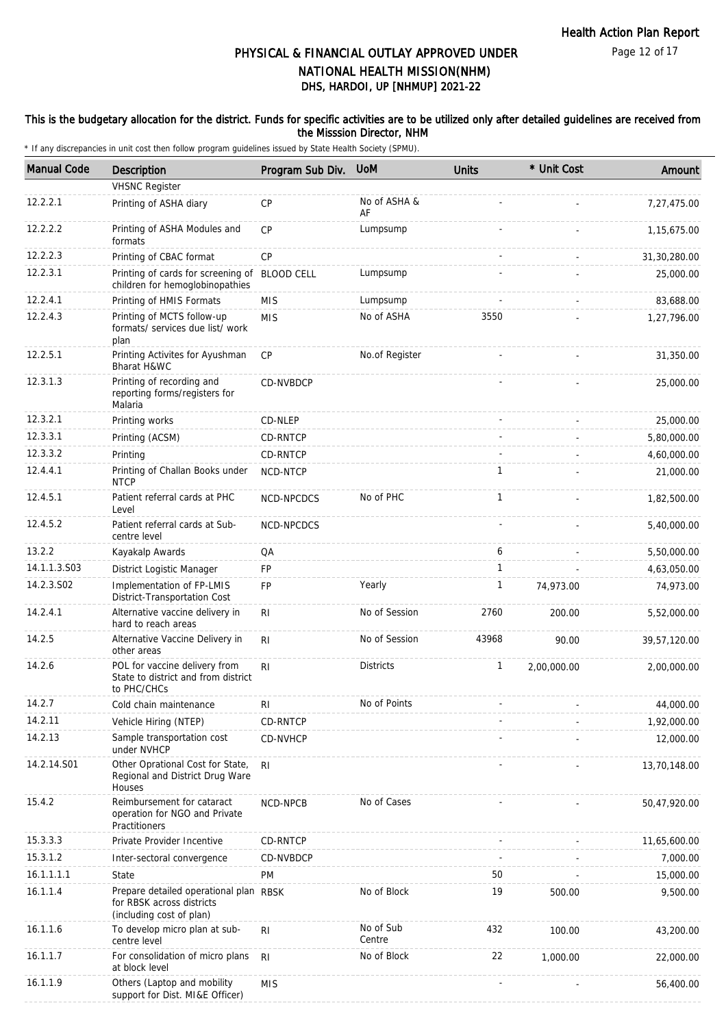# PHYSICAL & FINANCIAL OUTLAY APPROVED UNDER NATIONAL HEALTH MISSION(NHM)
## DHS, HARDOI, UP [NHMUP] 2021-22

Health Action Plan Report

This is the budgetary allocation for the district. Funds for specific activities are to be utilized only after detailed guidelines are received from the Misssion Director, NHM

\* If any discrepancies in unit cost then follow program guidelines issued by State Health Society (SPMU).

| Manual Code | Description | Program Sub Div. | UoM | Units | * Unit Cost | Amount |
|---|---|---|---|---|---|---|
| | VHSNC Register | | | | | |
| 12.2.2.1 | Printing of ASHA diary | CP | No of ASHA & AF | - | - | 7,27,475.00 |
| 12.2.2.2 | Printing of ASHA Modules and formats | CP | Lumpsump | - | - | 1,15,675.00 |
| 12.2.2.3 | Printing of CBAC format | CP | | - | - | 31,30,280.00 |
| 12.2.3.1 | Printing of cards for screening of children for hemoglobinopathies | BLOOD CELL | Lumpsump | - | - | 25,000.00 |
| 12.2.4.1 | Printing of HMIS Formats | MIS | Lumpsump | - | - | 83,688.00 |
| 12.2.4.3 | Printing of MCTS follow-up formats/ services due list/ work plan | MIS | No of ASHA | 3550 | - | 1,27,796.00 |
| 12.2.5.1 | Printing Activites for Ayushman Bharat H&WC | CP | No.of Register | - | - | 31,350.00 |
| 12.3.1.3 | Printing of recording and reporting forms/registers for Malaria | CD-NVBDCP | | - | - | 25,000.00 |
| 12.3.2.1 | Printing works | CD-NLEP | | - | - | 25,000.00 |
| 12.3.3.1 | Printing (ACSM) | CD-RNTCP | | - | - | 5,80,000.00 |
| 12.3.3.2 | Printing | CD-RNTCP | | - | - | 4,60,000.00 |
| 12.4.4.1 | Printing of Challan Books under NTCP | NCD-NTCP | | 1 | - | 21,000.00 |
| 12.4.5.1 | Patient referral cards at PHC Level | NCD-NPCDCS | No of PHC | 1 | - | 1,82,500.00 |
| 12.4.5.2 | Patient referral cards at Sub-centre level | NCD-NPCDCS | | - | - | 5,40,000.00 |
| 13.2.2 | Kayakalp Awards | QA | | 6 | - | 5,50,000.00 |
| 14.1.1.3.S03 | District Logistic Manager | FP | | 1 | - | 4,63,050.00 |
| 14.2.3.S02 | Implementation of FP-LMIS District-Transportation Cost | FP | Yearly | 1 | 74,973.00 | 74,973.00 |
| 14.2.4.1 | Alternative vaccine delivery in hard to reach areas | RI | No of Session | 2760 | 200.00 | 5,52,000.00 |
| 14.2.5 | Alternative Vaccine Delivery in other areas | RI | No of Session | 43968 | 90.00 | 39,57,120.00 |
| 14.2.6 | POL for vaccine delivery from State to district and from district to PHC/CHCs | RI | Districts | 1 | 2,00,000.00 | 2,00,000.00 |
| 14.2.7 | Cold chain maintenance | RI | No of Points | - | - | 44,000.00 |
| 14.2.11 | Vehicle Hiring (NTEP) | CD-RNTCP | | - | - | 1,92,000.00 |
| 14.2.13 | Sample transportation cost under NVHCP | CD-NVHCP | | - | - | 12,000.00 |
| 14.2.14.S01 | Other Oprational Cost for State, Regional and District Drug Ware Houses | RI | | - | - | 13,70,148.00 |
| 15.4.2 | Reimbursement for cataract operation for NGO and Private Practitioners | NCD-NPCB | No of Cases | - | - | 50,47,920.00 |
| 15.3.3.3 | Private Provider Incentive | CD-RNTCP | | - | - | 11,65,600.00 |
| 15.3.1.2 | Inter-sectoral convergence | CD-NVBDCP | | - | - | 7,000.00 |
| 16.1.1.1.1 | State | PM | | 50 | - | 15,000.00 |
| 16.1.1.4 | Prepare detailed operational plan for RBSK across districts (including cost of plan) | RBSK | No of Block | 19 | 500.00 | 9,500.00 |
| 16.1.1.6 | To develop micro plan at sub-centre level | RI | No of Sub Centre | 432 | 100.00 | 43,200.00 |
| 16.1.1.7 | For consolidation of micro plans at block level | RI | No of Block | 22 | 1,000.00 | 22,000.00 |
| 16.1.1.9 | Others (Laptop and mobility support for Dist. MI&E Officer) | MIS | | - | - | 56,400.00 |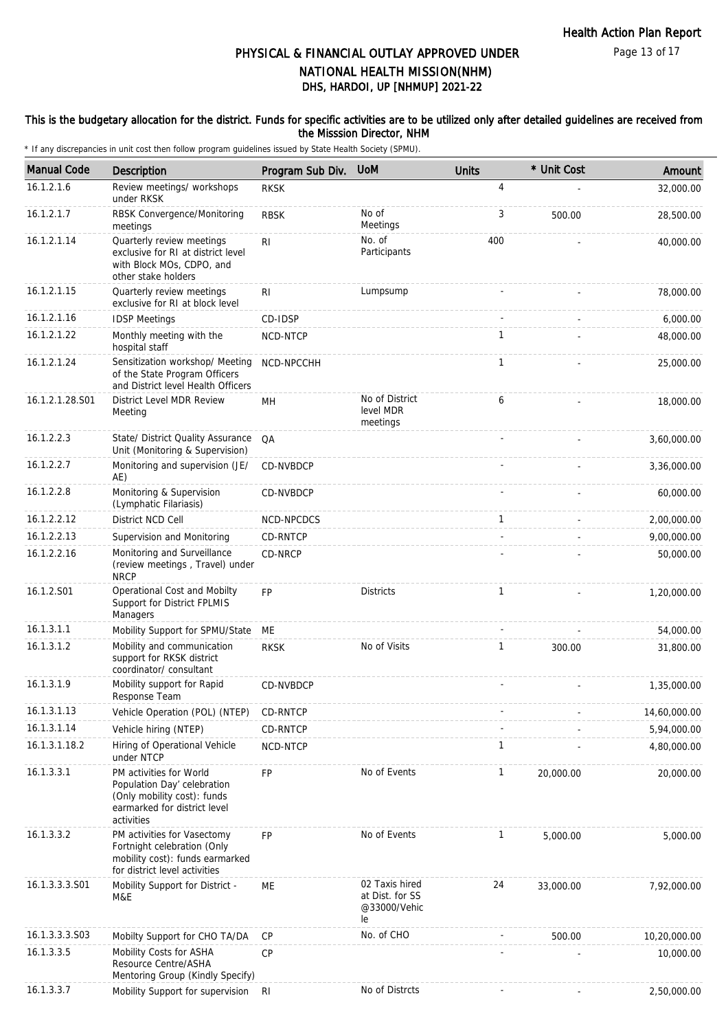# PHYSICAL & FINANCIAL OUTLAY APPROVED UNDER NATIONAL HEALTH MISSION(NHM)
## DHS, HARDOI, UP [NHMUP] 2021-22

### This is the budgetary allocation for the district. Funds for specific activities are to be utilized only after detailed guidelines are received from the Misssion Director, NHM

\* If any discrepancies in unit cost then follow program guidelines issued by State Health Society (SPMU).

| Manual Code | Description | Program Sub Div. | UoM | Units | * Unit Cost | Amount |
|---|---|---|---|---|---|---|
| 16.1.2.1.6 | Review meetings/ workshops under RKSK | RKSK | | 4 | - | 32,000.00 |
| 16.1.2.1.7 | RBSK Convergence/Monitoring meetings | RBSK | No of Meetings | 3 | 500.00 | 28,500.00 |
| 16.1.2.1.14 | Quarterly review meetings exclusive for RI at district level with Block MOs, CDPO, and other stake holders | RI | No. of Participants | 400 | - | 40,000.00 |
| 16.1.2.1.15 | Quarterly review meetings exclusive for RI at block level | RI | Lumpsump | - | - | 78,000.00 |
| 16.1.2.1.16 | IDSP Meetings | CD-IDSP | | - | - | 6,000.00 |
| 16.1.2.1.22 | Monthly meeting with the hospital staff | NCD-NTCP | | 1 | - | 48,000.00 |
| 16.1.2.1.24 | Sensitization workshop/ Meeting of the State Program Officers and District level Health Officers | NCD-NPCCHH | | 1 | - | 25,000.00 |
| 16.1.2.1.28.S01 | District Level MDR Review Meeting | MH | No of District level MDR meetings | 6 | - | 18,000.00 |
| 16.1.2.2.3 | State/ District Quality Assurance Unit (Monitoring & Supervision) | QA | | - | - | 3,60,000.00 |
| 16.1.2.2.7 | Monitoring and supervision (JE/ AE) | CD-NVBDCP | | - | - | 3,36,000.00 |
| 16.1.2.2.8 | Monitoring & Supervision (Lymphatic Filariasis) | CD-NVBDCP | | - | - | 60,000.00 |
| 16.1.2.2.12 | District NCD Cell | NCD-NPCDCS | | 1 | - | 2,00,000.00 |
| 16.1.2.2.13 | Supervision and Monitoring | CD-RNTCP | | - | - | 9,00,000.00 |
| 16.1.2.2.16 | Monitoring and Surveillance (review meetings , Travel) under NRCP | CD-NRCP | | - | - | 50,000.00 |
| 16.1.2.S01 | Operational Cost and Mobilty Support for District FPLMIS Managers | FP | Districts | 1 | - | 1,20,000.00 |
| 16.1.3.1.1 | Mobility Support for SPMU/State | ME | | - | - | 54,000.00 |
| 16.1.3.1.2 | Mobility and communication support for RKSK district coordinator/ consultant | RKSK | No of Visits | 1 | 300.00 | 31,800.00 |
| 16.1.3.1.9 | Mobility support for Rapid Response Team | CD-NVBDCP | | - | - | 1,35,000.00 |
| 16.1.3.1.13 | Vehicle Operation (POL) (NTEP) | CD-RNTCP | | - | - | 14,60,000.00 |
| 16.1.3.1.14 | Vehicle hiring (NTEP) | CD-RNTCP | | - | - | 5,94,000.00 |
| 16.1.3.1.18.2 | Hiring of Operational Vehicle under NTCP | NCD-NTCP | | 1 | - | 4,80,000.00 |
| 16.1.3.3.1 | PM activities for World Population Day' celebration (Only mobility cost): funds earmarked for district level activities | FP | No of Events | 1 | 20,000.00 | 20,000.00 |
| 16.1.3.3.2 | PM activities for Vasectomy Fortnight celebration (Only mobility cost): funds earmarked for district level activities | FP | No of Events | 1 | 5,000.00 | 5,000.00 |
| 16.1.3.3.3.S01 | Mobility Support for District - M&E | ME | 02 Taxis hired at Dist. for SS @33000/Vehicle | 24 | 33,000.00 | 7,92,000.00 |
| 16.1.3.3.3.S03 | Mobilty Support for CHO TA/DA | CP | No. of CHO | - | 500.00 | 10,20,000.00 |
| 16.1.3.3.5 | Mobility Costs for ASHA Resource Centre/ASHA Mentoring Group (Kindly Specify) | CP | | - | - | 10,000.00 |
| 16.1.3.3.7 | Mobility Support for supervision | RI | No of Distrcts | - | - | 2,50,000.00 |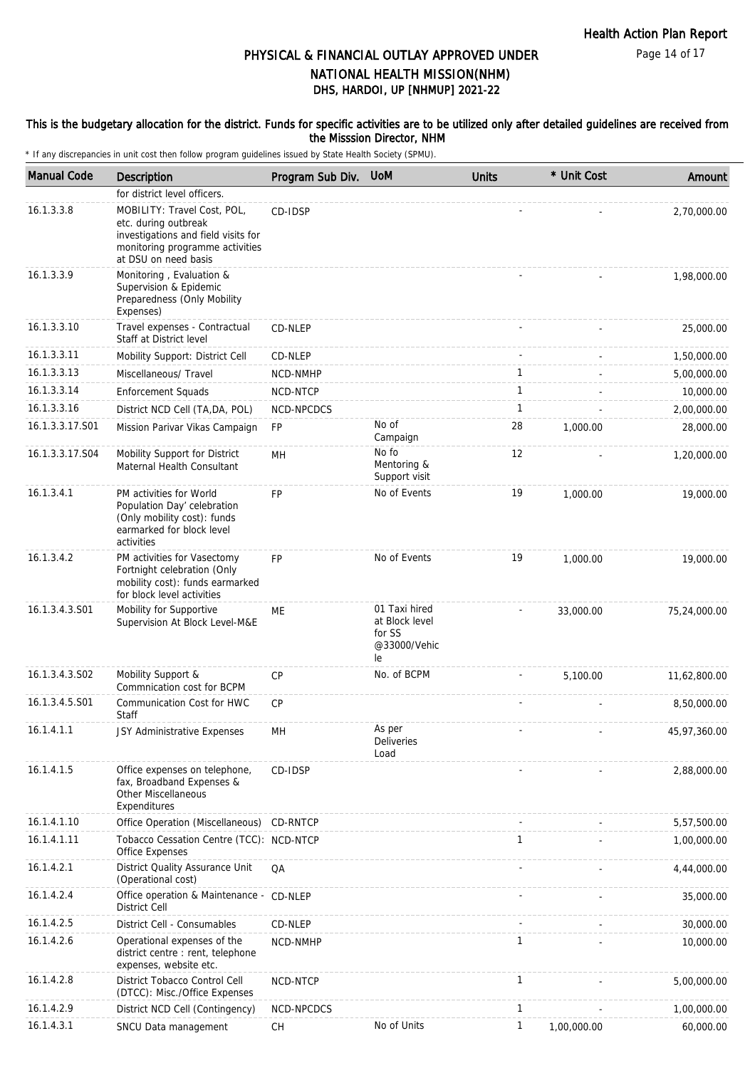# PHYSICAL & FINANCIAL OUTLAY APPROVED UNDER NATIONAL HEALTH MISSION(NHM)

## DHS, HARDOI, UP [NHMUP] 2021-22

**This is the budgetary allocation for the district. Funds for specific activities are to be utilized only after detailed guidelines are received from the Misssion Director, NHM**

\* If any discrepancies in unit cost then follow program guidelines issued by State Health Society (SPMU).

| Manual Code | Description | Program Sub Div. | UoM | Units | * Unit Cost | Amount |
|---|---|---|---|---|---|---|
| | for district level officers. | | | | | |
| 16.1.3.3.8 | MOBILITY: Travel Cost, POL, etc. during outbreak investigations and field visits for monitoring programme activities at DSU on need basis | CD-IDSP | | - | - | 2,70,000.00 |
| 16.1.3.3.9 | Monitoring , Evaluation & Supervision & Epidemic Preparedness (Only Mobility Expenses) | | | - | - | 1,98,000.00 |
| 16.1.3.3.10 | Travel expenses - Contractual Staff at District level | CD-NLEP | | - | - | 25,000.00 |
| 16.1.3.3.11 | Mobility Support: District Cell | CD-NLEP | | - | - | 1,50,000.00 |
| 16.1.3.3.13 | Miscellaneous/ Travel | NCD-NMHP | | 1 | - | 5,00,000.00 |
| 16.1.3.3.14 | Enforcement Squads | NCD-NTCP | | 1 | - | 10,000.00 |
| 16.1.3.3.16 | District NCD Cell (TA,DA, POL) | NCD-NPCDCS | | 1 | - | 2,00,000.00 |
| 16.1.3.3.17.S01 | Mission Parivar Vikas Campaign | FP | No of Campaign | 28 | 1,000.00 | 28,000.00 |
| 16.1.3.3.17.S04 | Mobility Support for District Maternal Health Consultant | MH | No fo Mentoring & Support visit | 12 | - | 1,20,000.00 |
| 16.1.3.4.1 | PM activities for World Population Day' celebration (Only mobility cost): funds earmarked for block level activities | FP | No of Events | 19 | 1,000.00 | 19,000.00 |
| 16.1.3.4.2 | PM activities for Vasectomy Fortnight celebration (Only mobility cost): funds earmarked for block level activities | FP | No of Events | 19 | 1,000.00 | 19,000.00 |
| 16.1.3.4.3.S01 | Mobility for Supportive Supervision At Block Level-M&E | ME | 01 Taxi hired at Block level for SS @33000/Vehicle | - | 33,000.00 | 75,24,000.00 |
| 16.1.3.4.3.S02 | Mobility Support & Commnication cost for BCPM | CP | No. of BCPM | - | 5,100.00 | 11,62,800.00 |
| 16.1.3.4.5.S01 | Communication Cost for HWC Staff | CP | | - | - | 8,50,000.00 |
| 16.1.4.1.1 | JSY Administrative Expenses | MH | As per Deliveries Load | - | - | 45,97,360.00 |
| 16.1.4.1.5 | Office expenses on telephone, fax, Broadband Expenses & Other Miscellaneous Expenditures | CD-IDSP | | - | - | 2,88,000.00 |
| 16.1.4.1.10 | Office Operation (Miscellaneous) | CD-RNTCP | | - | - | 5,57,500.00 |
| 16.1.4.1.11 | Tobacco Cessation Centre (TCC): Office Expenses | NCD-NTCP | | 1 | - | 1,00,000.00 |
| 16.1.4.2.1 | District Quality Assurance Unit (Operational cost) | QA | | - | - | 4,44,000.00 |
| 16.1.4.2.4 | Office operation & Maintenance - District Cell | CD-NLEP | | - | - | 35,000.00 |
| 16.1.4.2.5 | District Cell - Consumables | CD-NLEP | | - | - | 30,000.00 |
| 16.1.4.2.6 | Operational expenses of the district centre : rent, telephone expenses, website etc. | NCD-NMHP | | 1 | - | 10,000.00 |
| 16.1.4.2.8 | District Tobacco Control Cell (DTCC): Misc./Office Expenses | NCD-NTCP | | 1 | - | 5,00,000.00 |
| 16.1.4.2.9 | District NCD Cell (Contingency) | NCD-NPCDCS | | 1 | - | 1,00,000.00 |
| 16.1.4.3.1 | SNCU Data management | CH | No of Units | 1 | 1,00,000.00 | 60,000.00 |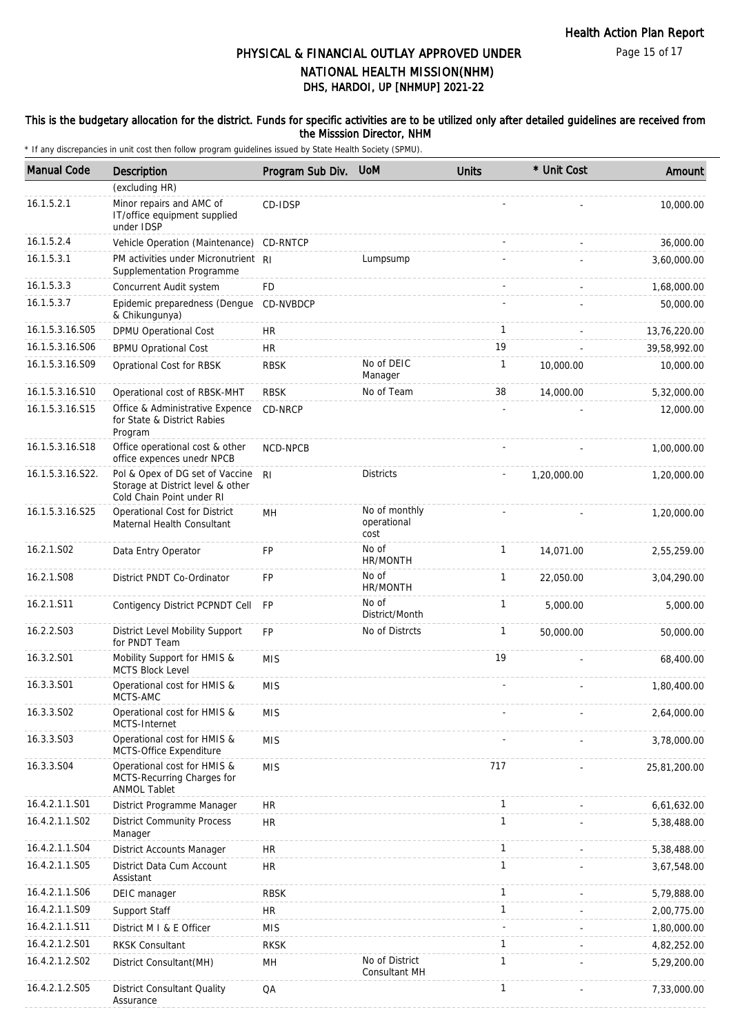# PHYSICAL & FINANCIAL OUTLAY APPROVED UNDER NATIONAL HEALTH MISSION(NHM)
## DHS, HARDOI, UP [NHMUP] 2021-22

**This is the budgetary allocation for the district. Funds for specific activities are to be utilized only after detailed guidelines are received from the Misssion Director, NHM**

\* If any discrepancies in unit cost then follow program guidelines issued by State Health Society (SPMU).

| Manual Code | Description | Program Sub Div. | UoM | Units | * Unit Cost | Amount |
|---|---|---|---|---|---|---|
| | (excluding HR) | | | | | |
| 16.1.5.2.1 | Minor repairs and AMC of IT/office equipment supplied under IDSP | CD-IDSP | | - | - | 10,000.00 |
| 16.1.5.2.4 | Vehicle Operation (Maintenance) | CD-RNTCP | | - | - | 36,000.00 |
| 16.1.5.3.1 | PM activities under Micronutrient Supplementation Programme | RI | Lumpsump | - | - | 3,60,000.00 |
| 16.1.5.3.3 | Concurrent Audit system | FD | | - | - | 1,68,000.00 |
| 16.1.5.3.7 | Epidemic preparedness (Dengue & Chikungunya) | CD-NVBDCP | | - | - | 50,000.00 |
| 16.1.5.3.16.S05 | DPMU Operational Cost | HR | | 1 | - | 13,76,220.00 |
| 16.1.5.3.16.S06 | BPMU Oprational Cost | HR | | 19 | - | 39,58,992.00 |
| 16.1.5.3.16.S09 | Oprational Cost for RBSK | RBSK | No of DEIC Manager | 1 | 10,000.00 | 10,000.00 |
| 16.1.5.3.16.S10 | Operational cost of RBSK-MHT | RBSK | No of Team | 38 | 14,000.00 | 5,32,000.00 |
| 16.1.5.3.16.S15 | Office & Administrative Expence for State & District Rabies Program | CD-NRCP | | - | - | 12,000.00 |
| 16.1.5.3.16.S18 | Office operational cost & other office expences unedr NPCB | NCD-NPCB | | - | - | 1,00,000.00 |
| 16.1.5.3.16.S22. | Pol & Opex of DG set of Vaccine Storage at District level & other Cold Chain Point under RI | RI | Districts | - | 1,20,000.00 | 1,20,000.00 |
| 16.1.5.3.16.S25 | Operational Cost for District Maternal Health Consultant | MH | No of monthly operational cost | - | - | 1,20,000.00 |
| 16.2.1.S02 | Data Entry Operator | FP | No of HR/MONTH | 1 | 14,071.00 | 2,55,259.00 |
| 16.2.1.S08 | District PNDT Co-Ordinator | FP | No of HR/MONTH | 1 | 22,050.00 | 3,04,290.00 |
| 16.2.1.S11 | Contigency District PCPNDT Cell | FP | No of District/Month | 1 | 5,000.00 | 5,000.00 |
| 16.2.2.S03 | District Level Mobility Support for PNDT Team | FP | No of Distrcts | 1 | 50,000.00 | 50,000.00 |
| 16.3.2.S01 | Mobility Support for HMIS & MCTS Block Level | MIS | | 19 | - | 68,400.00 |
| 16.3.3.S01 | Operational cost for HMIS & MCTS-AMC | MIS | | - | - | 1,80,400.00 |
| 16.3.3.S02 | Operational cost for HMIS & MCTS-Internet | MIS | | - | - | 2,64,000.00 |
| 16.3.3.S03 | Operational cost for HMIS & MCTS-Office Expenditure | MIS | | - | - | 3,78,000.00 |
| 16.3.3.S04 | Operational cost for HMIS & MCTS-Recurring Charges for ANMOL Tablet | MIS | | 717 | - | 25,81,200.00 |
| 16.4.2.1.1.S01 | District Programme Manager | HR | | 1 | - | 6,61,632.00 |
| 16.4.2.1.1.S02 | District Community Process Manager | HR | | 1 | - | 5,38,488.00 |
| 16.4.2.1.1.S04 | District Accounts Manager | HR | | 1 | - | 5,38,488.00 |
| 16.4.2.1.1.S05 | District Data Cum Account Assistant | HR | | 1 | - | 3,67,548.00 |
| 16.4.2.1.1.S06 | DEIC manager | RBSK | | 1 | - | 5,79,888.00 |
| 16.4.2.1.1.S09 | Support Staff | HR | | 1 | - | 2,00,775.00 |
| 16.4.2.1.1.S11 | District M I & E Officer | MIS | | - | - | 1,80,000.00 |
| 16.4.2.1.2.S01 | RKSK Consultant | RKSK | | 1 | - | 4,82,252.00 |
| 16.4.2.1.2.S02 | District Consultant(MH) | MH | No of District Consultant MH | 1 | - | 5,29,200.00 |
| 16.4.2.1.2.S05 | District Consultant Quality Assurance | QA | | 1 | - | 7,33,000.00 |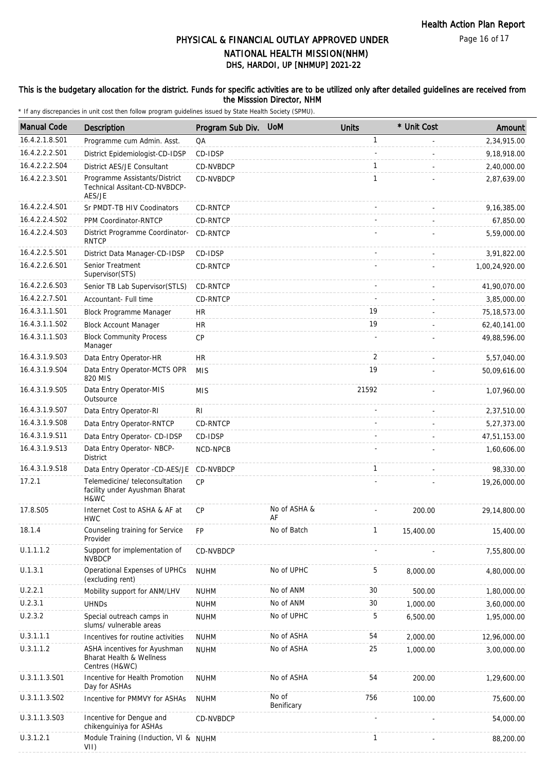# PHYSICAL & FINANCIAL OUTLAY APPROVED UNDER NATIONAL HEALTH MISSION(NHM)

## DHS, HARDOI, UP [NHMUP] 2021-22

**This is the budgetary allocation for the district. Funds for specific activities are to be utilized only after detailed guidelines are received from the Misssion Director, NHM**

\* If any discrepancies in unit cost then follow program guidelines issued by State Health Society (SPMU).

| Manual Code | Description | Program Sub Div. | UoM | Units | * Unit Cost | Amount |
|---|---|---|---|---|---|---|
| 16.4.2.1.8.S01 | Programme cum Admin. Asst. | QA | | 1 | - | 2,34,915.00 |
| 16.4.2.2.2.S01 | District Epidemiologist-CD-IDSP | CD-IDSP | | - | - | 9,18,918.00 |
| 16.4.2.2.2.S04 | District AES/JE Consultant | CD-NVBDCP | | 1 | - | 2,40,000.00 |
| 16.4.2.2.3.S01 | Programme Assistants/District Technical Assitant-CD-NVBDCP-AES/JE | CD-NVBDCP | | 1 | - | 2,87,639.00 |
| 16.4.2.2.4.S01 | Sr PMDT-TB HIV Coodinators | CD-RNTCP | | - | - | 9,16,385.00 |
| 16.4.2.2.4.S02 | PPM Coordinator-RNTCP | CD-RNTCP | | - | - | 67,850.00 |
| 16.4.2.2.4.S03 | District Programme Coordinator-RNTCP | CD-RNTCP | | - | - | 5,59,000.00 |
| 16.4.2.2.5.S01 | District Data Manager-CD-IDSP | CD-IDSP | | - | - | 3,91,822.00 |
| 16.4.2.2.6.S01 | Senior Treatment Supervisor(STS) | CD-RNTCP | | - | - | 1,00,24,920.00 |
| 16.4.2.2.6.S03 | Senior TB Lab Supervisor(STLS) | CD-RNTCP | | - | - | 41,90,070.00 |
| 16.4.2.2.7.S01 | Accountant- Full time | CD-RNTCP | | - | - | 3,85,000.00 |
| 16.4.3.1.1.S01 | Block Programme Manager | HR | | 19 | - | 75,18,573.00 |
| 16.4.3.1.1.S02 | Block Account Manager | HR | | 19 | - | 62,40,141.00 |
| 16.4.3.1.1.S03 | Block Community Process Manager | CP | | - | - | 49,88,596.00 |
| 16.4.3.1.9.S03 | Data Entry Operator-HR | HR | | 2 | - | 5,57,040.00 |
| 16.4.3.1.9.S04 | Data Entry Operator-MCTS OPR 820 MIS | MIS | | 19 | - | 50,09,616.00 |
| 16.4.3.1.9.S05 | Data Entry Operator-MIS Outsource | MIS | | 21592 | - | 1,07,960.00 |
| 16.4.3.1.9.S07 | Data Entry Operator-RI | RI | | - | - | 2,37,510.00 |
| 16.4.3.1.9.S08 | Data Entry Operator-RNTCP | CD-RNTCP | | - | - | 5,27,373.00 |
| 16.4.3.1.9.S11 | Data Entry Operator- CD-IDSP | CD-IDSP | | - | - | 47,51,153.00 |
| 16.4.3.1.9.S13 | Data Entry Operator- NBCP-District | NCD-NPCB | | - | - | 1,60,606.00 |
| 16.4.3.1.9.S18 | Data Entry Operator -CD-AES/JE | CD-NVBDCP | | 1 | - | 98,330.00 |
| 17.2.1 | Telemedicine/ teleconsultation facility under Ayushman Bharat H&WC | CP | | - | - | 19,26,000.00 |
| 17.8.S05 | Internet Cost to ASHA & AF at HWC | CP | No of ASHA & AF | - | 200.00 | 29,14,800.00 |
| 18.1.4 | Counseling training for Service Provider | FP | No of Batch | 1 | 15,400.00 | 15,400.00 |
| U.1.1.1.2 | Support for implementation of NVBDCP | CD-NVBDCP | | - | - | 7,55,800.00 |
| U.1.3.1 | Operational Expenses of UPHCs (excluding rent) | NUHM | No of UPHC | 5 | 8,000.00 | 4,80,000.00 |
| U.2.2.1 | Mobility support for ANM/LHV | NUHM | No of ANM | 30 | 500.00 | 1,80,000.00 |
| U.2.3.1 | UHNDs | NUHM | No of ANM | 30 | 1,000.00 | 3,60,000.00 |
| U.2.3.2 | Special outreach camps in slums/ vulnerable areas | NUHM | No of UPHC | 5 | 6,500.00 | 1,95,000.00 |
| U.3.1.1.1 | Incentives for routine activities | NUHM | No of ASHA | 54 | 2,000.00 | 12,96,000.00 |
| U.3.1.1.2 | ASHA incentives for Ayushman Bharat Health & Wellness Centres (H&WC) | NUHM | No of ASHA | 25 | 1,000.00 | 3,00,000.00 |
| U.3.1.1.3.S01 | Incentive for Health Promotion Day for ASHAs | NUHM | No of ASHA | 54 | 200.00 | 1,29,600.00 |
| U.3.1.1.3.S02 | Incentive for PMMVY for ASHAs | NUHM | No of Benificary | 756 | 100.00 | 75,600.00 |
| U.3.1.1.3.S03 | Incentive for Dengue and chikenguiniya for ASHAs | CD-NVBDCP | | - | - | 54,000.00 |
| U.3.1.2.1 | Module Training (Induction, VI & VII) | NUHM | | 1 | - | 88,200.00 |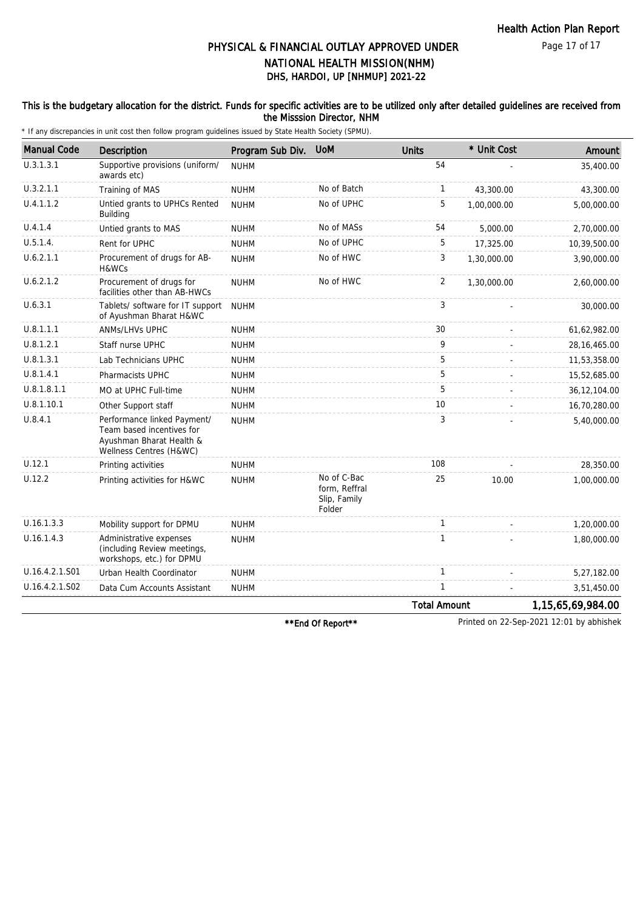Health Action Plan Report

# PHYSICAL & FINANCIAL OUTLAY APPROVED UNDER NATIONAL HEALTH MISSION(NHM)

## DHS, HARDOI, UP [NHMUP] 2021-22

**This is the budgetary allocation for the district. Funds for specific activities are to be utilized only after detailed guidelines are received from the Misssion Director, NHM**

\* If any discrepancies in unit cost then follow program guidelines issued by State Health Society (SPMU).

| Manual Code | Description | Program Sub Div. | UoM | Units | * Unit Cost | Amount |
|---|---|---|---|---|---|---|
| U.3.1.3.1 | Supportive provisions (uniform/ awards etc) | NUHM | | 54 | - | 35,400.00 |
| U.3.2.1.1 | Training of MAS | NUHM | No of Batch | 1 | 43,300.00 | 43,300.00 |
| U.4.1.1.2 | Untied grants to UPHCs Rented Building | NUHM | No of UPHC | 5 | 1,00,000.00 | 5,00,000.00 |
| U.4.1.4 | Untied grants to MAS | NUHM | No of MASs | 54 | 5,000.00 | 2,70,000.00 |
| U.5.1.4. | Rent for UPHC | NUHM | No of UPHC | 5 | 17,325.00 | 10,39,500.00 |
| U.6.2.1.1 | Procurement of drugs for AB-H&WCs | NUHM | No of HWC | 3 | 1,30,000.00 | 3,90,000.00 |
| U.6.2.1.2 | Procurement of drugs for facilities other than AB-HWCs | NUHM | No of HWC | 2 | 1,30,000.00 | 2,60,000.00 |
| U.6.3.1 | Tablets/ software for IT support of Ayushman Bharat H&WC | NUHM | | 3 | - | 30,000.00 |
| U.8.1.1.1 | ANMs/LHVs UPHC | NUHM | | 30 | - | 61,62,982.00 |
| U.8.1.2.1 | Staff nurse UPHC | NUHM | | 9 | - | 28,16,465.00 |
| U.8.1.3.1 | Lab Technicians UPHC | NUHM | | 5 | - | 11,53,358.00 |
| U.8.1.4.1 | Pharmacists UPHC | NUHM | | 5 | - | 15,52,685.00 |
| U.8.1.8.1.1 | MO at UPHC Full-time | NUHM | | 5 | - | 36,12,104.00 |
| U.8.1.10.1 | Other Support staff | NUHM | | 10 | - | 16,70,280.00 |
| U.8.4.1 | Performance linked Payment/ Team based incentives for Ayushman Bharat Health & Wellness Centres (H&WC) | NUHM | | 3 | - | 5,40,000.00 |
| U.12.1 | Printing activities | NUHM | | 108 | - | 28,350.00 |
| U.12.2 | Printing activities for H&WC | NUHM | No of C-Bac form, Reffral Slip, Family Folder | 25 | 10.00 | 1,00,000.00 |
| U.16.1.3.3 | Mobility support for DPMU | NUHM | | 1 | - | 1,20,000.00 |
| U.16.1.4.3 | Administrative expenses (including Review meetings, workshops, etc.) for DPMU | NUHM | | 1 | - | 1,80,000.00 |
| U.16.4.2.1.S01 | Urban Health Coordinator | NUHM | | 1 | - | 5,27,182.00 |
| U.16.4.2.1.S02 | Data Cum Accounts Assistant | NUHM | | 1 | - | 3,51,450.00 |
| | | | | **Total Amount** | | **1,15,65,69,984.00** |

\*\*End Of Report\*\*

Printed on 22-Sep-2021 12:01 by abhishek